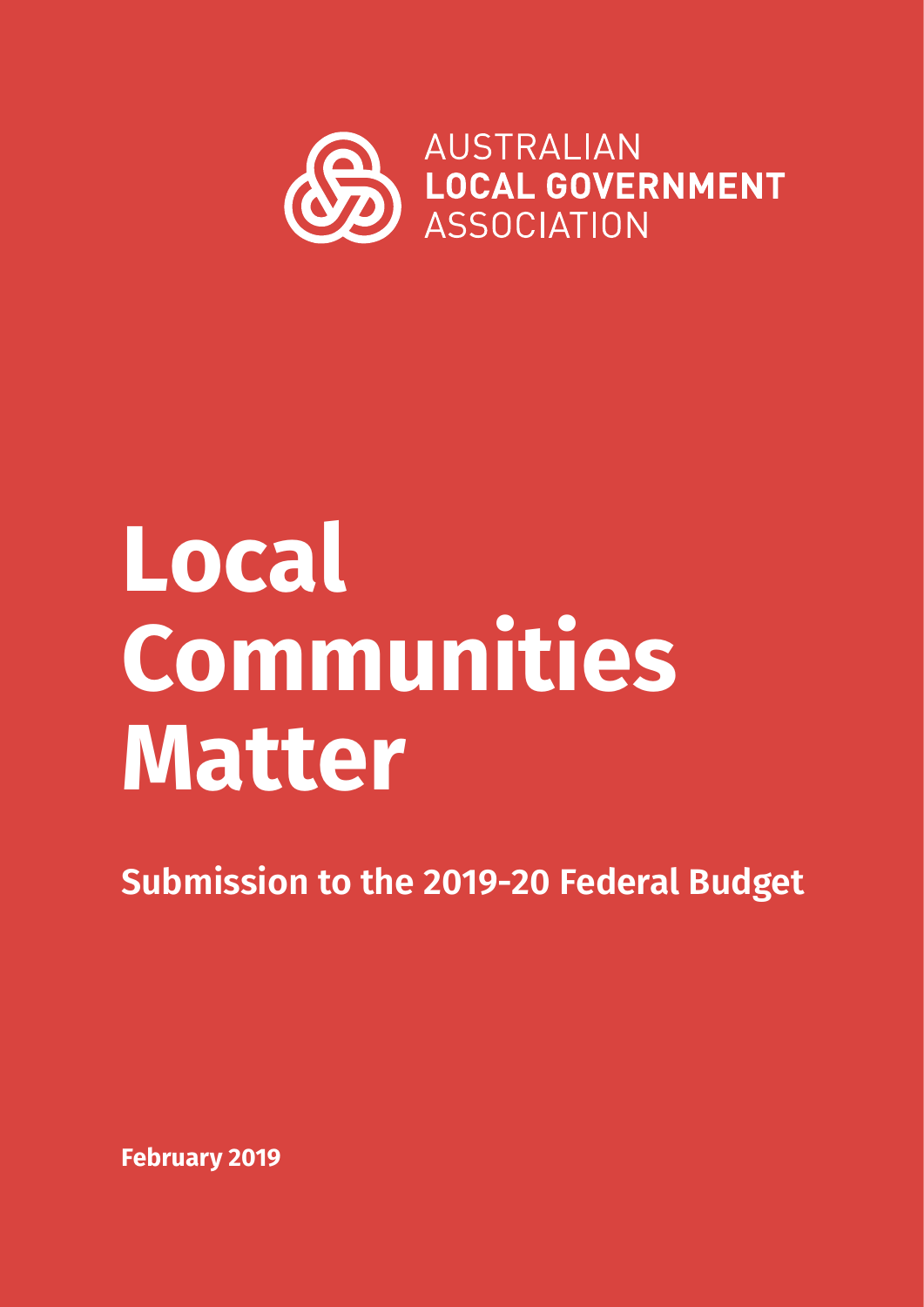AUSTRALIAN
**LOCAL GOVERNMENT**
ASSOCIATION

# Local Communities Matter

## Submission to the 2019-20 Federal Budget

**February 2019**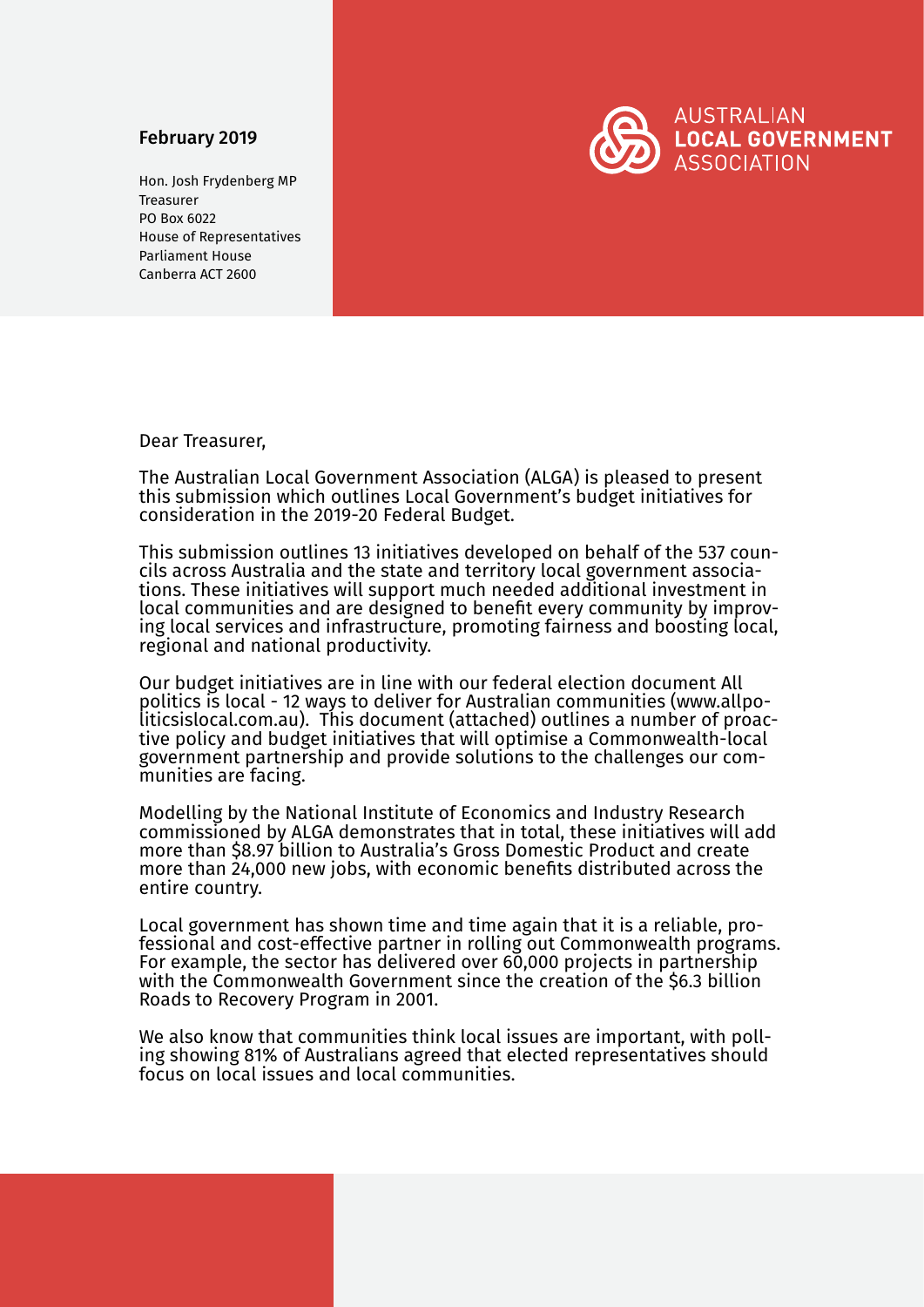**February 2019**

Hon. Josh Frydenberg MP
Treasurer
PO Box 6022
House of Representatives
Parliament House
Canberra ACT 2600

AUSTRALIAN
**LOCAL GOVERNMENT**
ASSOCIATION

Dear Treasurer,

The Australian Local Government Association (ALGA) is pleased to present this submission which outlines Local Government's budget initiatives for consideration in the 2019-20 Federal Budget.

This submission outlines 13 initiatives developed on behalf of the 537 councils across Australia and the state and territory local government associations. These initiatives will support much needed additional investment in local communities and are designed to benefit every community by improving local services and infrastructure, promoting fairness and boosting local, regional and national productivity.

Our budget initiatives are in line with our federal election document All politics is local - 12 ways to deliver for Australian communities (www.allpoliticsislocal.com.au). This document (attached) outlines a number of proactive policy and budget initiatives that will optimise a Commonwealth-local government partnership and provide solutions to the challenges our communities are facing.

Modelling by the National Institute of Economics and Industry Research commissioned by ALGA demonstrates that in total, these initiatives will add more than $8.97 billion to Australia's Gross Domestic Product and create more than 24,000 new jobs, with economic benefits distributed across the entire country.

Local government has shown time and time again that it is a reliable, professional and cost-effective partner in rolling out Commonwealth programs. For example, the sector has delivered over 60,000 projects in partnership with the Commonwealth Government since the creation of the $6.3 billion Roads to Recovery Program in 2001.

We also know that communities think local issues are important, with polling showing 81% of Australians agreed that elected representatives should focus on local issues and local communities.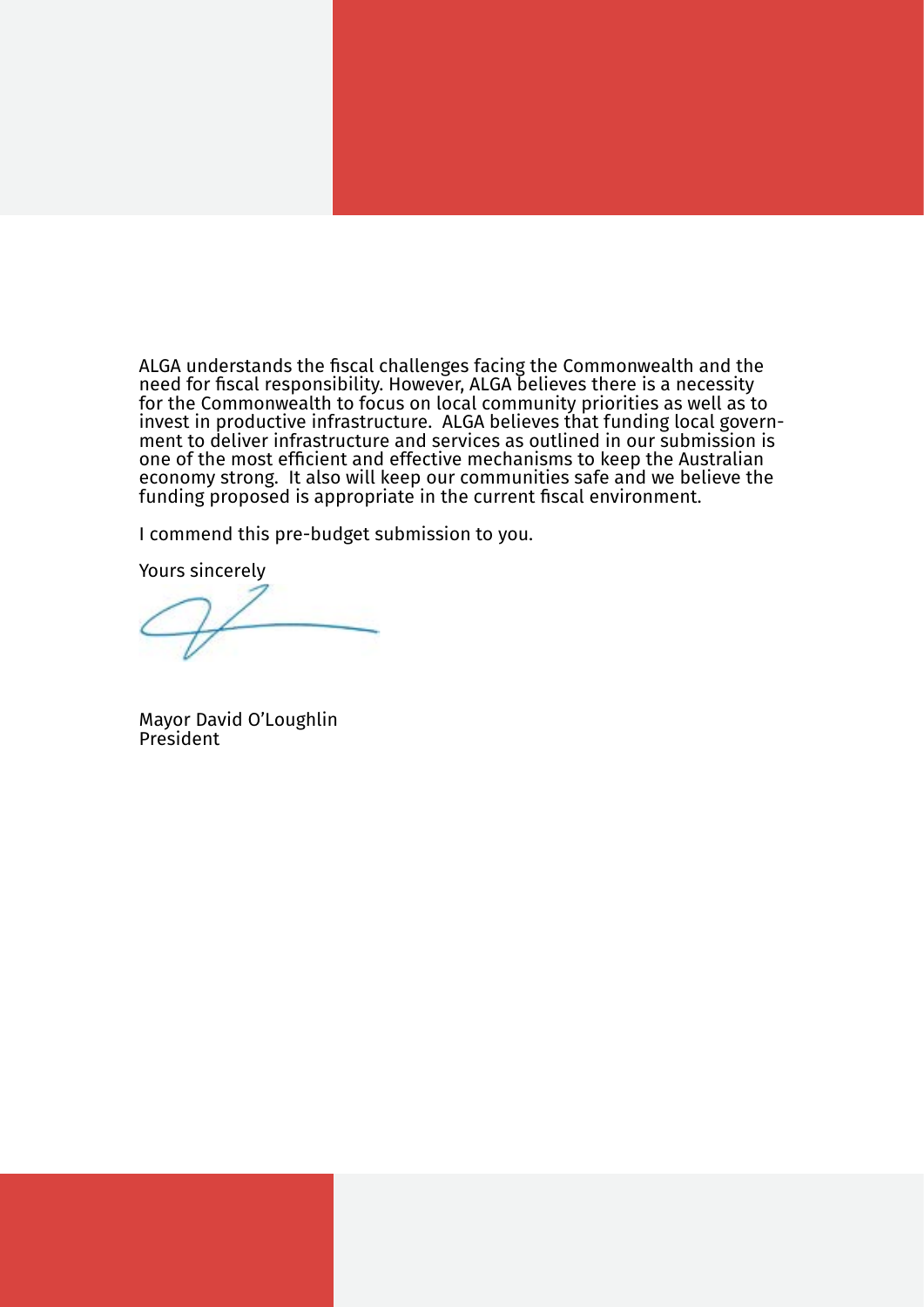ALGA understands the fiscal challenges facing the Commonwealth and the need for fiscal responsibility. However, ALGA believes there is a necessity for the Commonwealth to focus on local community priorities as well as to invest in productive infrastructure. ALGA believes that funding local government to deliver infrastructure and services as outlined in our submission is one of the most efficient and effective mechanisms to keep the Australian economy strong. It also will keep our communities safe and we believe the funding proposed is appropriate in the current fiscal environment.

I commend this pre-budget submission to you.

Yours sincerely

Mayor David O'Loughlin
President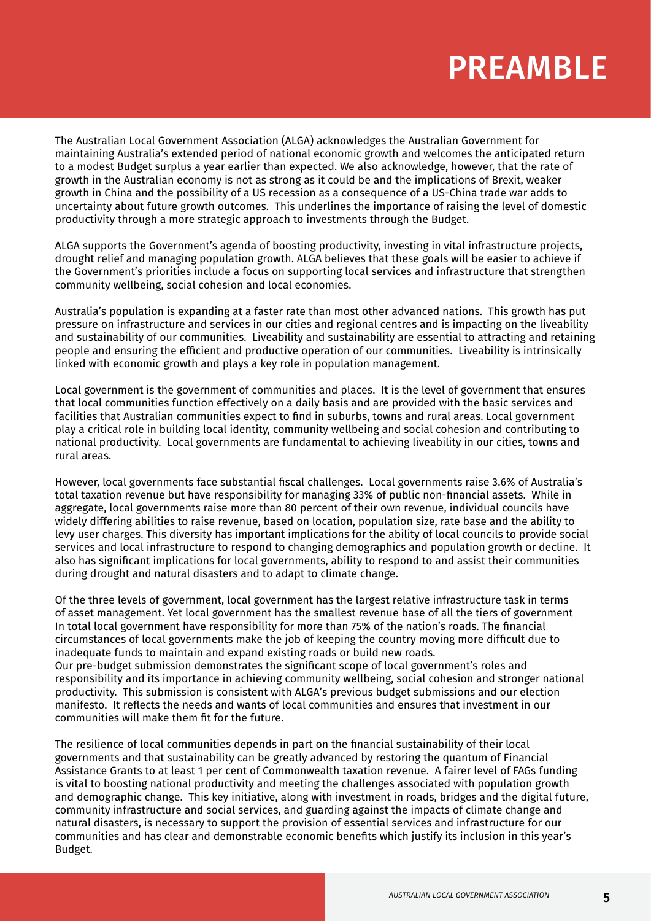# PREAMBLE

The Australian Local Government Association (ALGA) acknowledges the Australian Government for maintaining Australia's extended period of national economic growth and welcomes the anticipated return to a modest Budget surplus a year earlier than expected. We also acknowledge, however, that the rate of growth in the Australian economy is not as strong as it could be and the implications of Brexit, weaker growth in China and the possibility of a US recession as a consequence of a US-China trade war adds to uncertainty about future growth outcomes. This underlines the importance of raising the level of domestic productivity through a more strategic approach to investments through the Budget.

ALGA supports the Government's agenda of boosting productivity, investing in vital infrastructure projects, drought relief and managing population growth. ALGA believes that these goals will be easier to achieve if the Government's priorities include a focus on supporting local services and infrastructure that strengthen community wellbeing, social cohesion and local economies.

Australia's population is expanding at a faster rate than most other advanced nations. This growth has put pressure on infrastructure and services in our cities and regional centres and is impacting on the liveability and sustainability of our communities. Liveability and sustainability are essential to attracting and retaining people and ensuring the efficient and productive operation of our communities. Liveability is intrinsically linked with economic growth and plays a key role in population management.

Local government is the government of communities and places. It is the level of government that ensures that local communities function effectively on a daily basis and are provided with the basic services and facilities that Australian communities expect to find in suburbs, towns and rural areas. Local government play a critical role in building local identity, community wellbeing and social cohesion and contributing to national productivity. Local governments are fundamental to achieving liveability in our cities, towns and rural areas.

However, local governments face substantial fiscal challenges. Local governments raise 3.6% of Australia's total taxation revenue but have responsibility for managing 33% of public non-financial assets. While in aggregate, local governments raise more than 80 percent of their own revenue, individual councils have widely differing abilities to raise revenue, based on location, population size, rate base and the ability to levy user charges. This diversity has important implications for the ability of local councils to provide social services and local infrastructure to respond to changing demographics and population growth or decline. It also has significant implications for local governments, ability to respond to and assist their communities during drought and natural disasters and to adapt to climate change.

Of the three levels of government, local government has the largest relative infrastructure task in terms of asset management. Yet local government has the smallest revenue base of all the tiers of government In total local government have responsibility for more than 75% of the nation's roads. The financial circumstances of local governments make the job of keeping the country moving more difficult due to inadequate funds to maintain and expand existing roads or build new roads.

Our pre-budget submission demonstrates the significant scope of local government's roles and responsibility and its importance in achieving community wellbeing, social cohesion and stronger national productivity. This submission is consistent with ALGA's previous budget submissions and our election manifesto. It reflects the needs and wants of local communities and ensures that investment in our communities will make them fit for the future.

The resilience of local communities depends in part on the financial sustainability of their local governments and that sustainability can be greatly advanced by restoring the quantum of Financial Assistance Grants to at least 1 per cent of Commonwealth taxation revenue. A fairer level of FAGs funding is vital to boosting national productivity and meeting the challenges associated with population growth and demographic change. This key initiative, along with investment in roads, bridges and the digital future, community infrastructure and social services, and guarding against the impacts of climate change and natural disasters, is necessary to support the provision of essential services and infrastructure for our communities and has clear and demonstrable economic benefits which justify its inclusion in this year's Budget.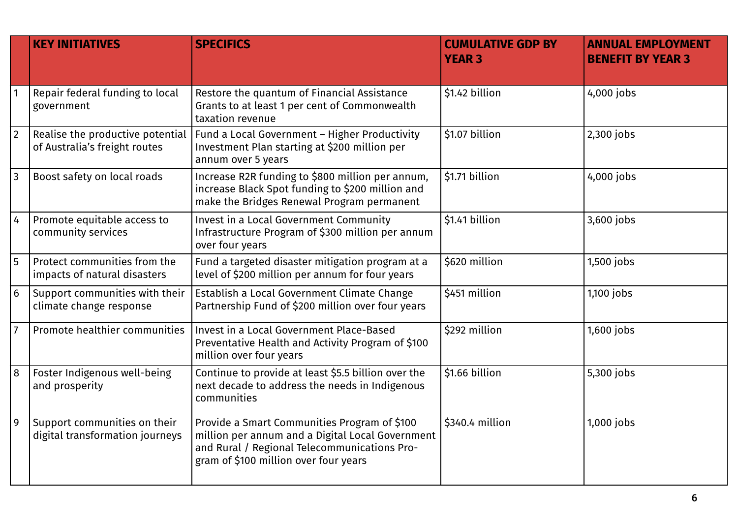| | KEY INITIATIVES | SPECIFICS | CUMULATIVE GDP BY YEAR 3 | ANNUAL EMPLOYMENT BENEFIT BY YEAR 3 |
|---|---|---|---|---|
| 1 | Repair federal funding to local government | Restore the quantum of Financial Assistance Grants to at least 1 per cent of Commonwealth taxation revenue | $1.42 billion | 4,000 jobs |
| 2 | Realise the productive potential of Australia's freight routes | Fund a Local Government – Higher Productivity Investment Plan starting at $200 million per annum over 5 years | $1.07 billion | 2,300 jobs |
| 3 | Boost safety on local roads | Increase R2R funding to $800 million per annum, increase Black Spot funding to $200 million and make the Bridges Renewal Program permanent | $1.71 billion | 4,000 jobs |
| 4 | Promote equitable access to community services | Invest in a Local Government Community Infrastructure Program of $300 million per annum over four years | $1.41 billion | 3,600 jobs |
| 5 | Protect communities from the impacts of natural disasters | Fund a targeted disaster mitigation program at a level of $200 million per annum for four years | $620 million | 1,500 jobs |
| 6 | Support communities with their climate change response | Establish a Local Government Climate Change Partnership Fund of $200 million over four years | $451 million | 1,100 jobs |
| 7 | Promote healthier communities | Invest in a Local Government Place-Based Preventative Health and Activity Program of $100 million over four years | $292 million | 1,600 jobs |
| 8 | Foster Indigenous well-being and prosperity | Continue to provide at least $5.5 billion over the next decade to address the needs in Indigenous communities | $1.66 billion | 5,300 jobs |
| 9 | Support communities on their digital transformation journeys | Provide a Smart Communities Program of $100 million per annum and a Digital Local Government and Rural / Regional Telecommunications Program of $100 million over four years | $340.4 million | 1,000 jobs |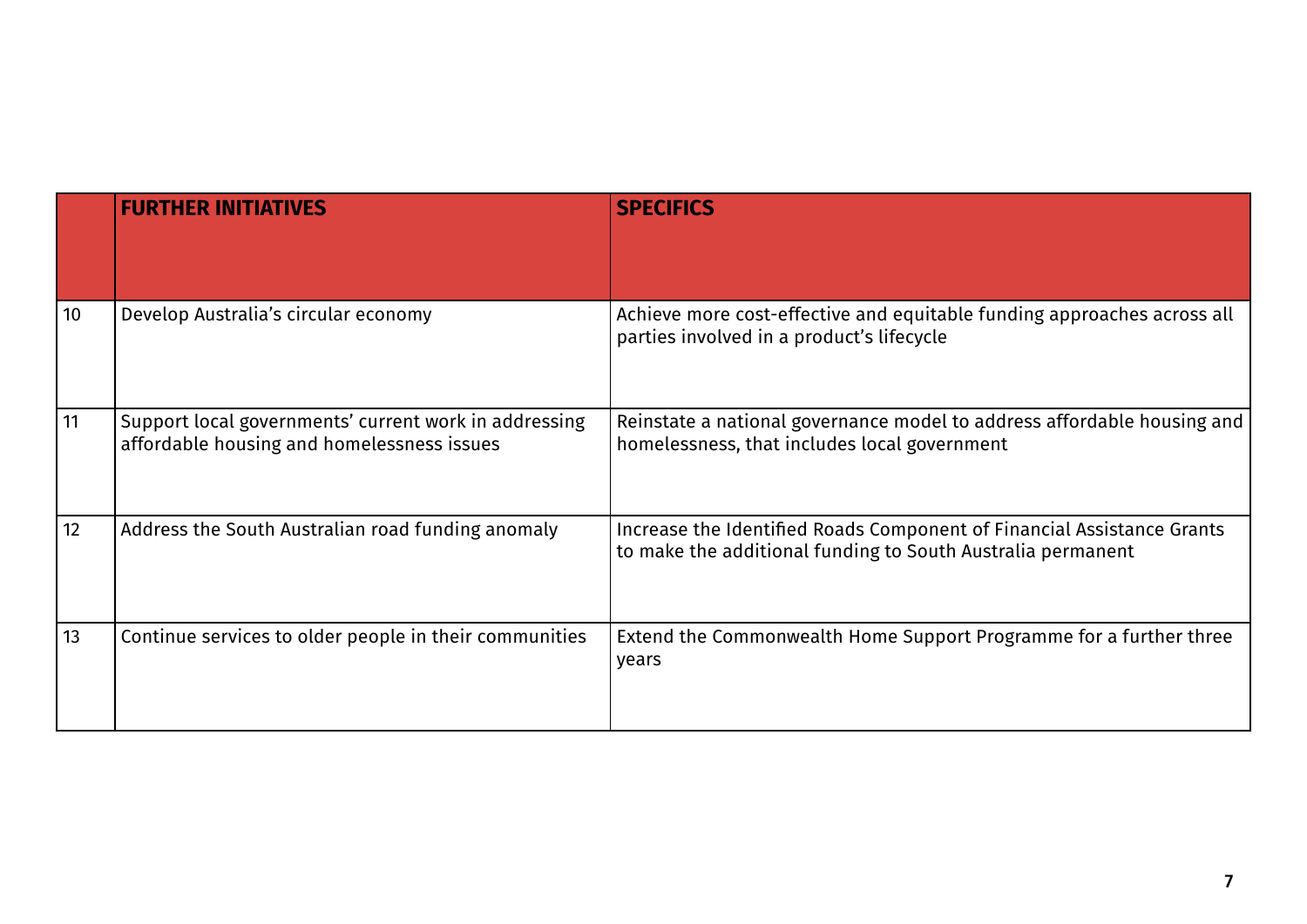| | **FURTHER INITIATIVES** | **SPECIFICS** |
|---|---|---|
| 10 | Develop Australia's circular economy | Achieve more cost-effective and equitable funding approaches across all parties involved in a product's lifecycle |
| 11 | Support local governments' current work in addressing affordable housing and homelessness issues | Reinstate a national governance model to address affordable housing and homelessness, that includes local government |
| 12 | Address the South Australian road funding anomaly | Increase the Identified Roads Component of Financial Assistance Grants to make the additional funding to South Australia permanent |
| 13 | Continue services to older people in their communities | Extend the Commonwealth Home Support Programme for a further three years |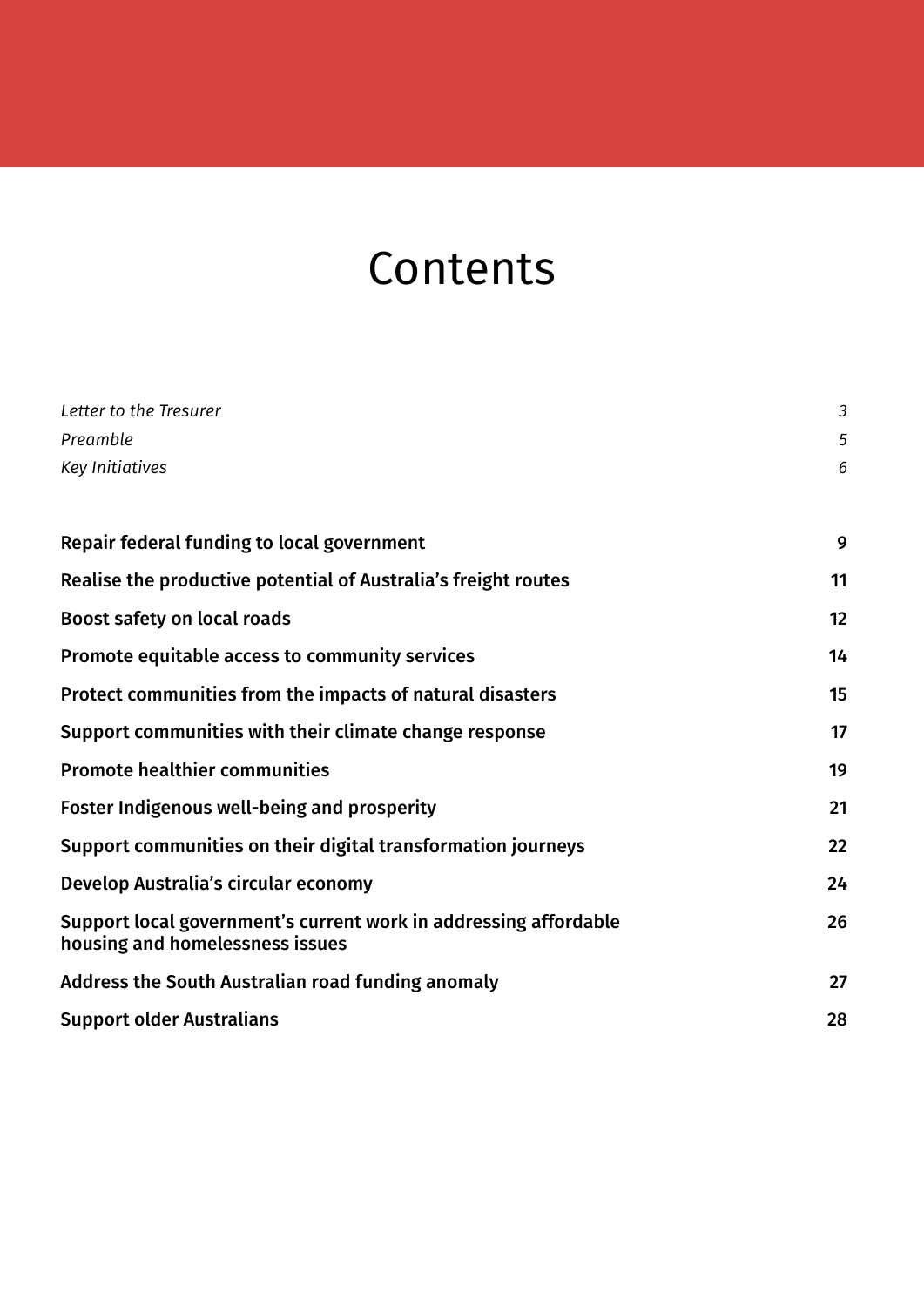# Contents

| | |
|---|---|
| *Letter to the Tresurer* | *3* |
| *Preamble* | *5* |
| *Key Initiatives* | *6* |
| **Repair federal funding to local government** | **9** |
| **Realise the productive potential of Australia's freight routes** | **11** |
| **Boost safety on local roads** | **12** |
| **Promote equitable access to community services** | **14** |
| **Protect communities from the impacts of natural disasters** | **15** |
| **Support communities with their climate change response** | **17** |
| **Promote healthier communities** | **19** |
| **Foster Indigenous well-being and prosperity** | **21** |
| **Support communities on their digital transformation journeys** | **22** |
| **Develop Australia's circular economy** | **24** |
| **Support local government's current work in addressing affordable housing and homelessness issues** | **26** |
| **Address the South Australian road funding anomaly** | **27** |
| **Support older Australians** | **28** |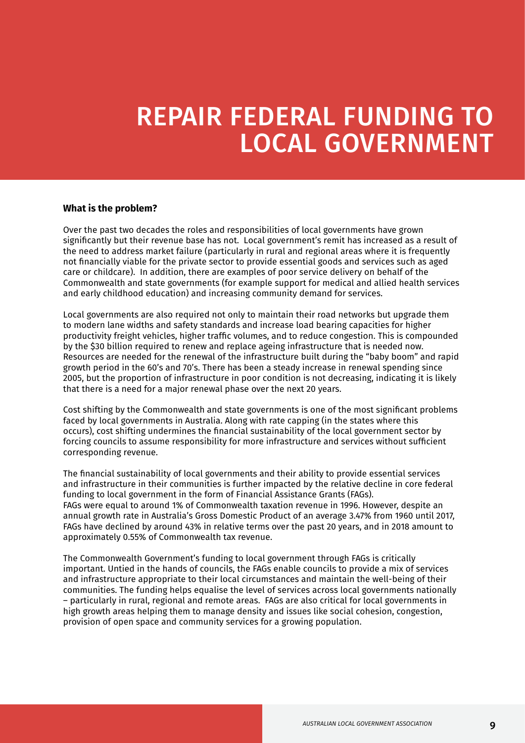# REPAIR FEDERAL FUNDING TO LOCAL GOVERNMENT

**What is the problem?**

Over the past two decades the roles and responsibilities of local governments have grown significantly but their revenue base has not. Local government's remit has increased as a result of the need to address market failure (particularly in rural and regional areas where it is frequently not financially viable for the private sector to provide essential goods and services such as aged care or childcare). In addition, there are examples of poor service delivery on behalf of the Commonwealth and state governments (for example support for medical and allied health services and early childhood education) and increasing community demand for services.

Local governments are also required not only to maintain their road networks but upgrade them to modern lane widths and safety standards and increase load bearing capacities for higher productivity freight vehicles, higher traffic volumes, and to reduce congestion. This is compounded by the $30 billion required to renew and replace ageing infrastructure that is needed now. Resources are needed for the renewal of the infrastructure built during the "baby boom" and rapid growth period in the 60's and 70's. There has been a steady increase in renewal spending since 2005, but the proportion of infrastructure in poor condition is not decreasing, indicating it is likely that there is a need for a major renewal phase over the next 20 years.

Cost shifting by the Commonwealth and state governments is one of the most significant problems faced by local governments in Australia. Along with rate capping (in the states where this occurs), cost shifting undermines the financial sustainability of the local government sector by forcing councils to assume responsibility for more infrastructure and services without sufficient corresponding revenue.

The financial sustainability of local governments and their ability to provide essential services and infrastructure in their communities is further impacted by the relative decline in core federal funding to local government in the form of Financial Assistance Grants (FAGs).
FAGs were equal to around 1% of Commonwealth taxation revenue in 1996. However, despite an annual growth rate in Australia's Gross Domestic Product of an average 3.47% from 1960 until 2017, FAGs have declined by around 43% in relative terms over the past 20 years, and in 2018 amount to approximately 0.55% of Commonwealth tax revenue.

The Commonwealth Government's funding to local government through FAGs is critically important. Untied in the hands of councils, the FAGs enable councils to provide a mix of services and infrastructure appropriate to their local circumstances and maintain the well-being of their communities. The funding helps equalise the level of services across local governments nationally – particularly in rural, regional and remote areas. FAGs are also critical for local governments in high growth areas helping them to manage density and issues like social cohesion, congestion, provision of open space and community services for a growing population.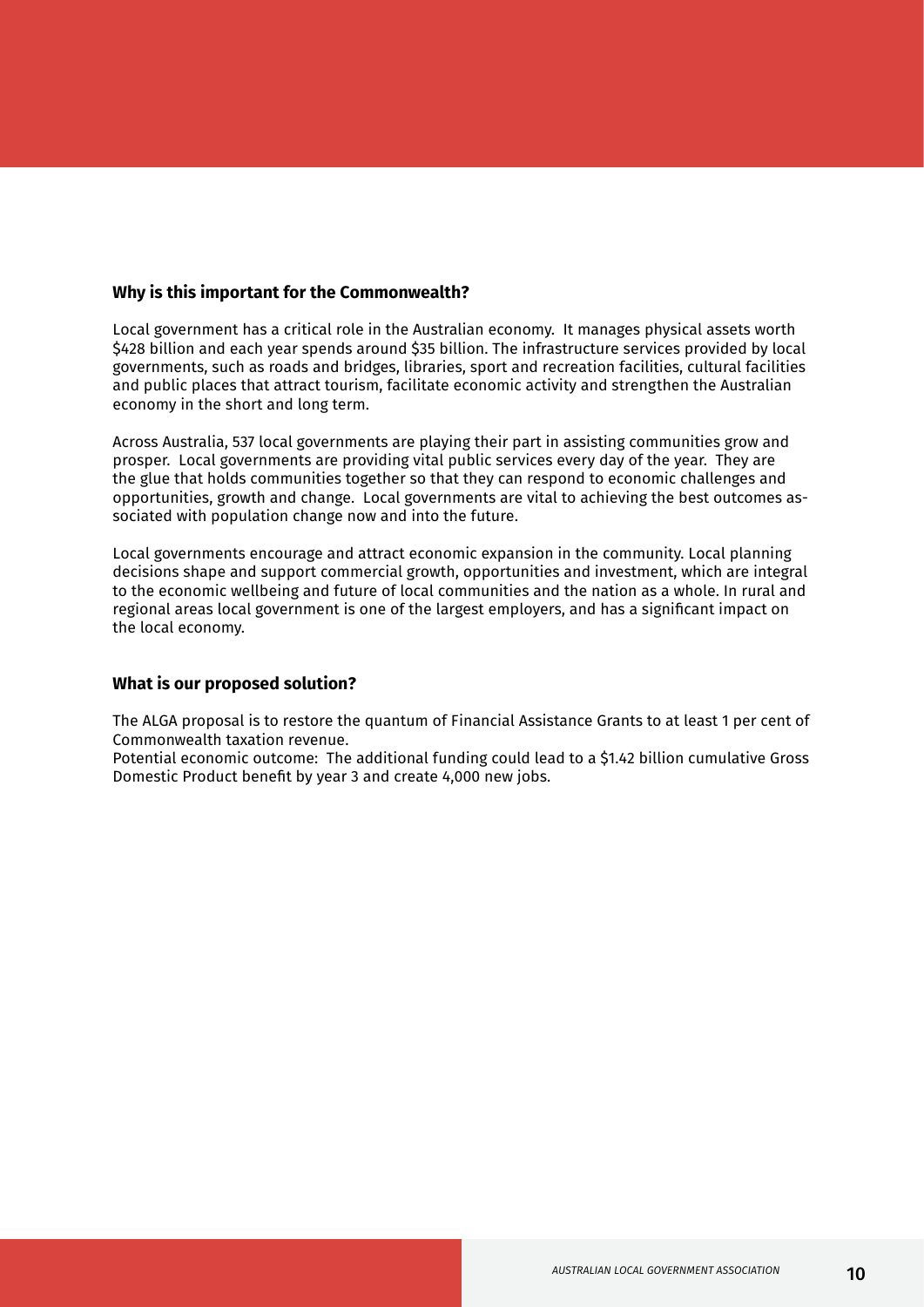## Why is this important for the Commonwealth?

Local government has a critical role in the Australian economy. It manages physical assets worth $428 billion and each year spends around $35 billion. The infrastructure services provided by local governments, such as roads and bridges, libraries, sport and recreation facilities, cultural facilities and public places that attract tourism, facilitate economic activity and strengthen the Australian economy in the short and long term.

Across Australia, 537 local governments are playing their part in assisting communities grow and prosper. Local governments are providing vital public services every day of the year. They are the glue that holds communities together so that they can respond to economic challenges and opportunities, growth and change. Local governments are vital to achieving the best outcomes associated with population change now and into the future.

Local governments encourage and attract economic expansion in the community. Local planning decisions shape and support commercial growth, opportunities and investment, which are integral to the economic wellbeing and future of local communities and the nation as a whole. In rural and regional areas local government is one of the largest employers, and has a significant impact on the local economy.

## What is our proposed solution?

The ALGA proposal is to restore the quantum of Financial Assistance Grants to at least 1 per cent of Commonwealth taxation revenue.
Potential economic outcome: The additional funding could lead to a $1.42 billion cumulative Gross Domestic Product benefit by year 3 and create 4,000 new jobs.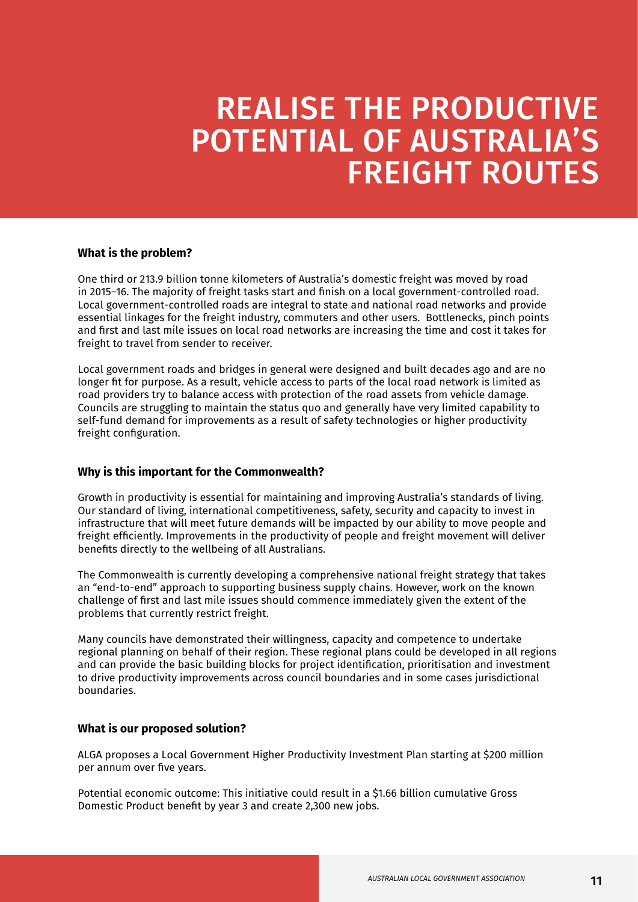# REALISE THE PRODUCTIVE POTENTIAL OF AUSTRALIA'S FREIGHT ROUTES

**What is the problem?**

One third or 213.9 billion tonne kilometers of Australia's domestic freight was moved by road in 2015–16. The majority of freight tasks start and finish on a local government-controlled road. Local government-controlled roads are integral to state and national road networks and provide essential linkages for the freight industry, commuters and other users. Bottlenecks, pinch points and first and last mile issues on local road networks are increasing the time and cost it takes for freight to travel from sender to receiver.

Local government roads and bridges in general were designed and built decades ago and are no longer fit for purpose. As a result, vehicle access to parts of the local road network is limited as road providers try to balance access with protection of the road assets from vehicle damage. Councils are struggling to maintain the status quo and generally have very limited capability to self-fund demand for improvements as a result of safety technologies or higher productivity freight configuration.

**Why is this important for the Commonwealth?**

Growth in productivity is essential for maintaining and improving Australia's standards of living. Our standard of living, international competitiveness, safety, security and capacity to invest in infrastructure that will meet future demands will be impacted by our ability to move people and freight efficiently. Improvements in the productivity of people and freight movement will deliver benefits directly to the wellbeing of all Australians.

The Commonwealth is currently developing a comprehensive national freight strategy that takes an "end-to-end" approach to supporting business supply chains. However, work on the known challenge of first and last mile issues should commence immediately given the extent of the problems that currently restrict freight.

Many councils have demonstrated their willingness, capacity and competence to undertake regional planning on behalf of their region. These regional plans could be developed in all regions and can provide the basic building blocks for project identification, prioritisation and investment to drive productivity improvements across council boundaries and in some cases jurisdictional boundaries.

**What is our proposed solution?**

ALGA proposes a Local Government Higher Productivity Investment Plan starting at $200 million per annum over five years.

Potential economic outcome: This initiative could result in a $1.66 billion cumulative Gross Domestic Product benefit by year 3 and create 2,300 new jobs.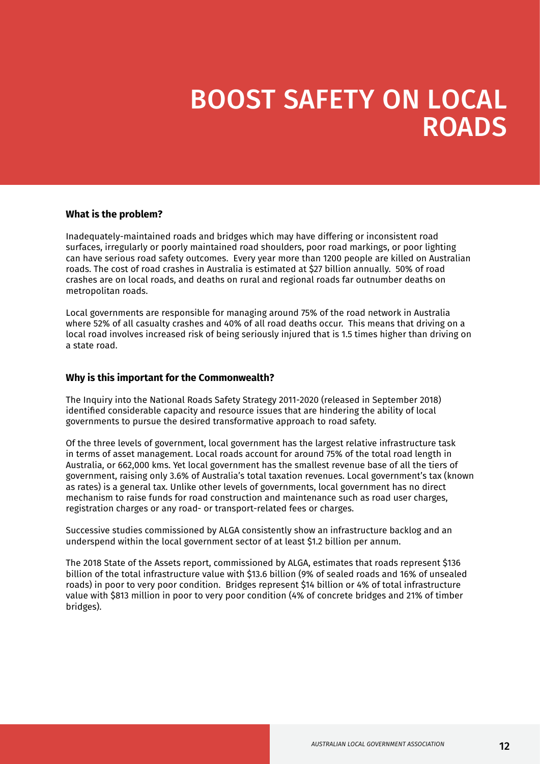# BOOST SAFETY ON LOCAL ROADS

### What is the problem?

Inadequately-maintained roads and bridges which may have differing or inconsistent road surfaces, irregularly or poorly maintained road shoulders, poor road markings, or poor lighting can have serious road safety outcomes. Every year more than 1200 people are killed on Australian roads. The cost of road crashes in Australia is estimated at $27 billion annually. 50% of road crashes are on local roads, and deaths on rural and regional roads far outnumber deaths on metropolitan roads.

Local governments are responsible for managing around 75% of the road network in Australia where 52% of all casualty crashes and 40% of all road deaths occur. This means that driving on a local road involves increased risk of being seriously injured that is 1.5 times higher than driving on a state road.

### Why is this important for the Commonwealth?

The Inquiry into the National Roads Safety Strategy 2011-2020 (released in September 2018) identified considerable capacity and resource issues that are hindering the ability of local governments to pursue the desired transformative approach to road safety.

Of the three levels of government, local government has the largest relative infrastructure task in terms of asset management. Local roads account for around 75% of the total road length in Australia, or 662,000 kms. Yet local government has the smallest revenue base of all the tiers of government, raising only 3.6% of Australia's total taxation revenues. Local government's tax (known as rates) is a general tax. Unlike other levels of governments, local government has no direct mechanism to raise funds for road construction and maintenance such as road user charges, registration charges or any road- or transport-related fees or charges.

Successive studies commissioned by ALGA consistently show an infrastructure backlog and an underspend within the local government sector of at least $1.2 billion per annum.

The 2018 State of the Assets report, commissioned by ALGA, estimates that roads represent $136 billion of the total infrastructure value with $13.6 billion (9% of sealed roads and 16% of unsealed roads) in poor to very poor condition. Bridges represent $14 billion or 4% of total infrastructure value with $813 million in poor to very poor condition (4% of concrete bridges and 21% of timber bridges).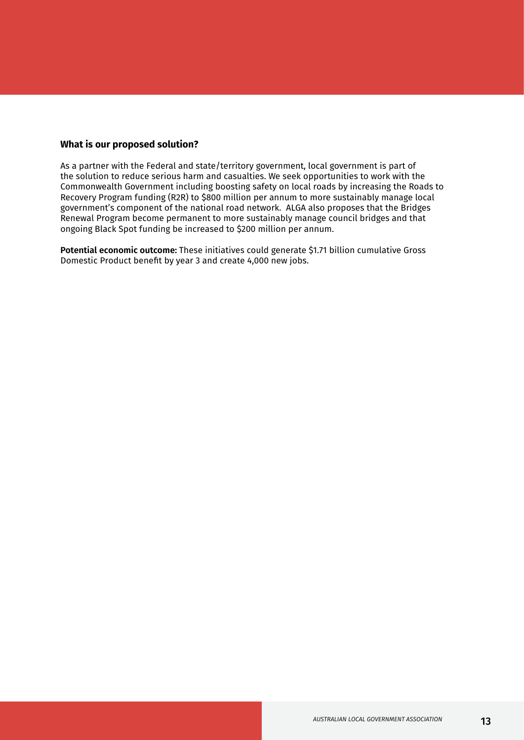### What is our proposed solution?

As a partner with the Federal and state/territory government, local government is part of the solution to reduce serious harm and casualties. We seek opportunities to work with the Commonwealth Government including boosting safety on local roads by increasing the Roads to Recovery Program funding (R2R) to $800 million per annum to more sustainably manage local government's component of the national road network. ALGA also proposes that the Bridges Renewal Program become permanent to more sustainably manage council bridges and that ongoing Black Spot funding be increased to $200 million per annum.

**Potential economic outcome:** These initiatives could generate $1.71 billion cumulative Gross Domestic Product benefit by year 3 and create 4,000 new jobs.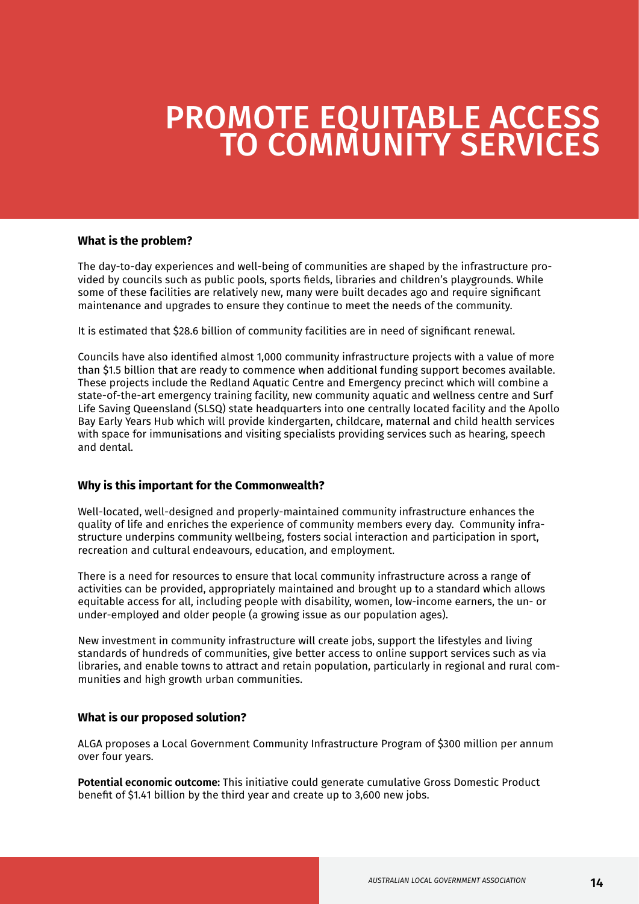# PROMOTE EQUITABLE ACCESS TO COMMUNITY SERVICES

### What is the problem?

The day-to-day experiences and well-being of communities are shaped by the infrastructure provided by councils such as public pools, sports fields, libraries and children's playgrounds. While some of these facilities are relatively new, many were built decades ago and require significant maintenance and upgrades to ensure they continue to meet the needs of the community.

It is estimated that $28.6 billion of community facilities are in need of significant renewal.

Councils have also identified almost 1,000 community infrastructure projects with a value of more than $1.5 billion that are ready to commence when additional funding support becomes available. These projects include the Redland Aquatic Centre and Emergency precinct which will combine a state-of-the-art emergency training facility, new community aquatic and wellness centre and Surf Life Saving Queensland (SLSQ) state headquarters into one centrally located facility and the Apollo Bay Early Years Hub which will provide kindergarten, childcare, maternal and child health services with space for immunisations and visiting specialists providing services such as hearing, speech and dental.

### Why is this important for the Commonwealth?

Well-located, well-designed and properly-maintained community infrastructure enhances the quality of life and enriches the experience of community members every day. Community infrastructure underpins community wellbeing, fosters social interaction and participation in sport, recreation and cultural endeavours, education, and employment.

There is a need for resources to ensure that local community infrastructure across a range of activities can be provided, appropriately maintained and brought up to a standard which allows equitable access for all, including people with disability, women, low-income earners, the un- or under-employed and older people (a growing issue as our population ages).

New investment in community infrastructure will create jobs, support the lifestyles and living standards of hundreds of communities, give better access to online support services such as via libraries, and enable towns to attract and retain population, particularly in regional and rural communities and high growth urban communities.

### What is our proposed solution?

ALGA proposes a Local Government Community Infrastructure Program of $300 million per annum over four years.

**Potential economic outcome:** This initiative could generate cumulative Gross Domestic Product benefit of $1.41 billion by the third year and create up to 3,600 new jobs.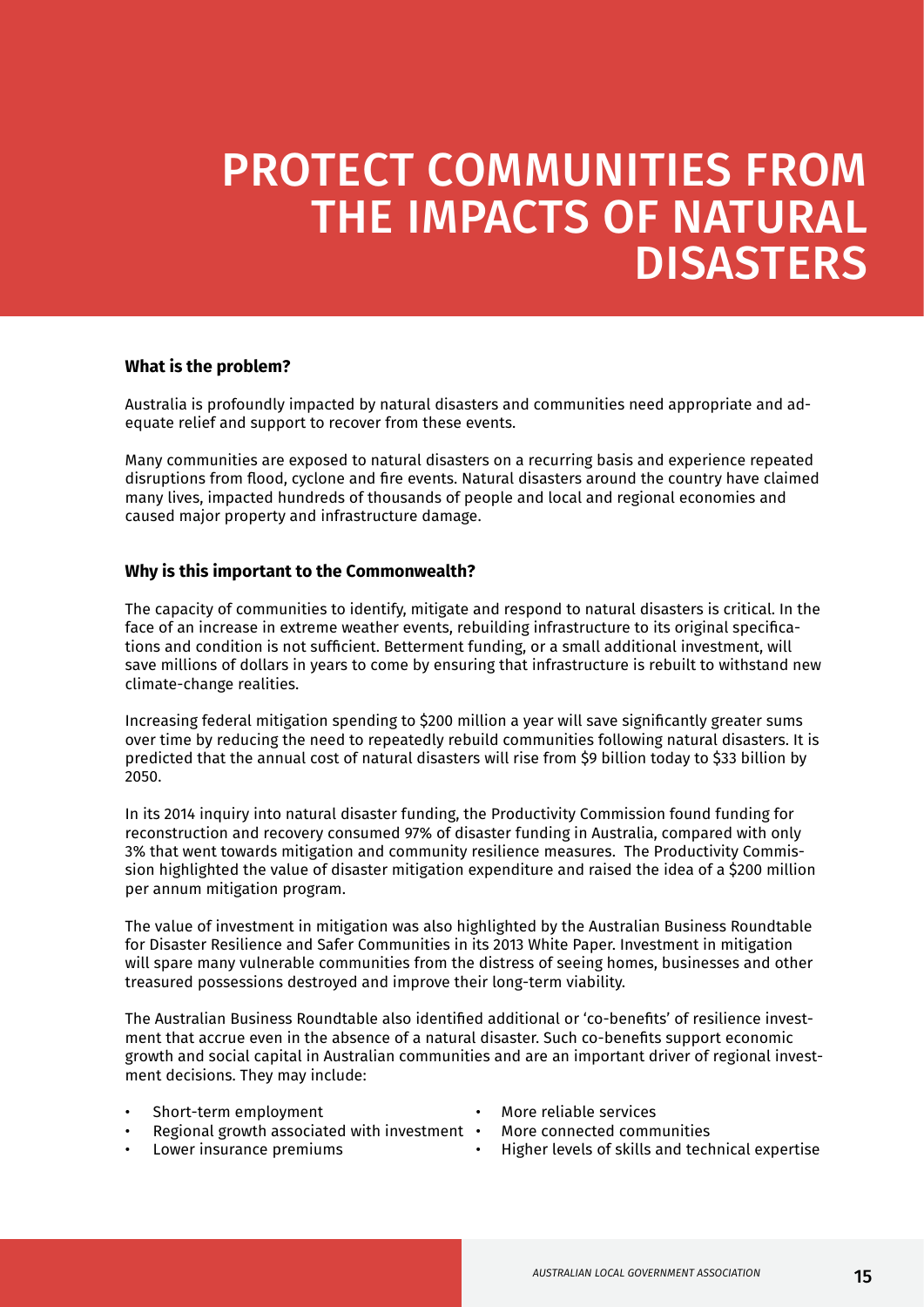# PROTECT COMMUNITIES FROM THE IMPACTS OF NATURAL DISASTERS

**What is the problem?**

Australia is profoundly impacted by natural disasters and communities need appropriate and adequate relief and support to recover from these events.

Many communities are exposed to natural disasters on a recurring basis and experience repeated disruptions from flood, cyclone and fire events. Natural disasters around the country have claimed many lives, impacted hundreds of thousands of people and local and regional economies and caused major property and infrastructure damage.

**Why is this important to the Commonwealth?**

The capacity of communities to identify, mitigate and respond to natural disasters is critical. In the face of an increase in extreme weather events, rebuilding infrastructure to its original specifications and condition is not sufficient. Betterment funding, or a small additional investment, will save millions of dollars in years to come by ensuring that infrastructure is rebuilt to withstand new climate-change realities.

Increasing federal mitigation spending to $200 million a year will save significantly greater sums over time by reducing the need to repeatedly rebuild communities following natural disasters. It is predicted that the annual cost of natural disasters will rise from $9 billion today to $33 billion by 2050.

In its 2014 inquiry into natural disaster funding, the Productivity Commission found funding for reconstruction and recovery consumed 97% of disaster funding in Australia, compared with only 3% that went towards mitigation and community resilience measures. The Productivity Commission highlighted the value of disaster mitigation expenditure and raised the idea of a $200 million per annum mitigation program.

The value of investment in mitigation was also highlighted by the Australian Business Roundtable for Disaster Resilience and Safer Communities in its 2013 White Paper. Investment in mitigation will spare many vulnerable communities from the distress of seeing homes, businesses and other treasured possessions destroyed and improve their long-term viability.

The Australian Business Roundtable also identified additional or 'co-benefits' of resilience investment that accrue even in the absence of a natural disaster. Such co-benefits support economic growth and social capital in Australian communities and are an important driver of regional investment decisions. They may include:

- Short-term employment
- Regional growth associated with investment
- Lower insurance premiums
- More reliable services
- More connected communities
- Higher levels of skills and technical expertise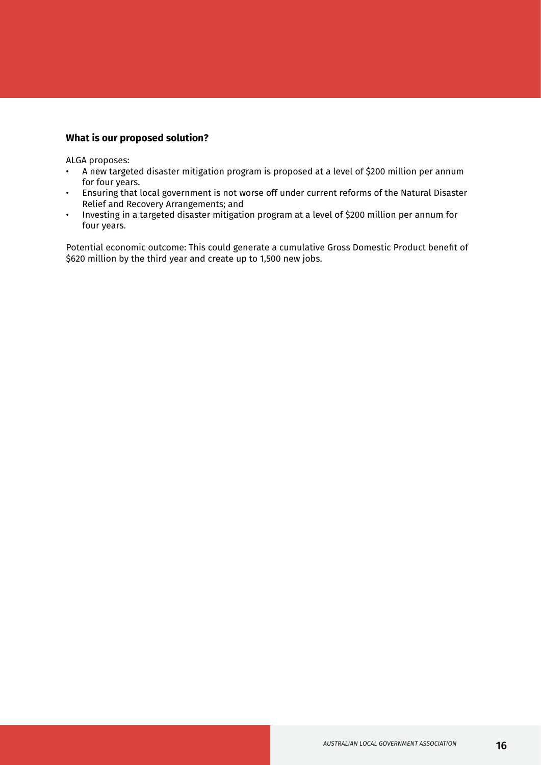**What is our proposed solution?**

ALGA proposes:

- A new targeted disaster mitigation program is proposed at a level of $200 million per annum for four years.
- Ensuring that local government is not worse off under current reforms of the Natural Disaster Relief and Recovery Arrangements; and
- Investing in a targeted disaster mitigation program at a level of $200 million per annum for four years.

Potential economic outcome: This could generate a cumulative Gross Domestic Product benefit of $620 million by the third year and create up to 1,500 new jobs.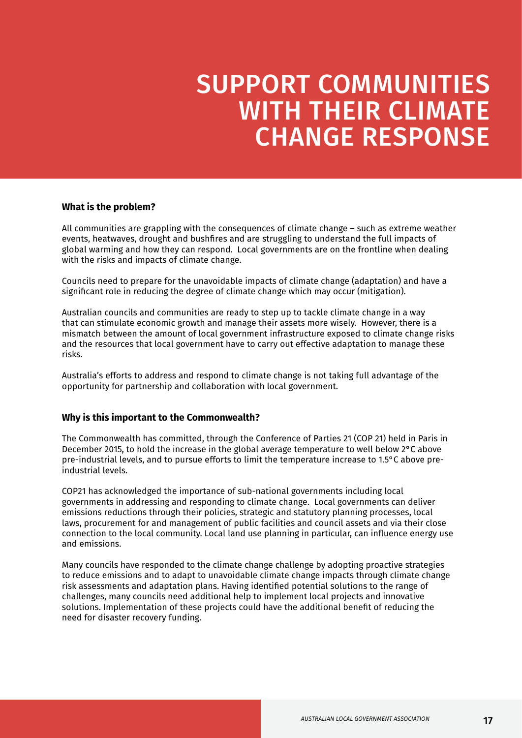# SUPPORT COMMUNITIES WITH THEIR CLIMATE CHANGE RESPONSE

**What is the problem?**

All communities are grappling with the consequences of climate change – such as extreme weather events, heatwaves, drought and bushfires and are struggling to understand the full impacts of global warming and how they can respond. Local governments are on the frontline when dealing with the risks and impacts of climate change.

Councils need to prepare for the unavoidable impacts of climate change (adaptation) and have a significant role in reducing the degree of climate change which may occur (mitigation).

Australian councils and communities are ready to step up to tackle climate change in a way that can stimulate economic growth and manage their assets more wisely. However, there is a mismatch between the amount of local government infrastructure exposed to climate change risks and the resources that local government have to carry out effective adaptation to manage these risks.

Australia's efforts to address and respond to climate change is not taking full advantage of the opportunity for partnership and collaboration with local government.

**Why is this important to the Commonwealth?**

The Commonwealth has committed, through the Conference of Parties 21 (COP 21) held in Paris in December 2015, to hold the increase in the global average temperature to well below 2°C above pre-industrial levels, and to pursue efforts to limit the temperature increase to 1.5°C above pre-industrial levels.

COP21 has acknowledged the importance of sub-national governments including local governments in addressing and responding to climate change. Local governments can deliver emissions reductions through their policies, strategic and statutory planning processes, local laws, procurement for and management of public facilities and council assets and via their close connection to the local community. Local land use planning in particular, can influence energy use and emissions.

Many councils have responded to the climate change challenge by adopting proactive strategies to reduce emissions and to adapt to unavoidable climate change impacts through climate change risk assessments and adaptation plans. Having identified potential solutions to the range of challenges, many councils need additional help to implement local projects and innovative solutions. Implementation of these projects could have the additional benefit of reducing the need for disaster recovery funding.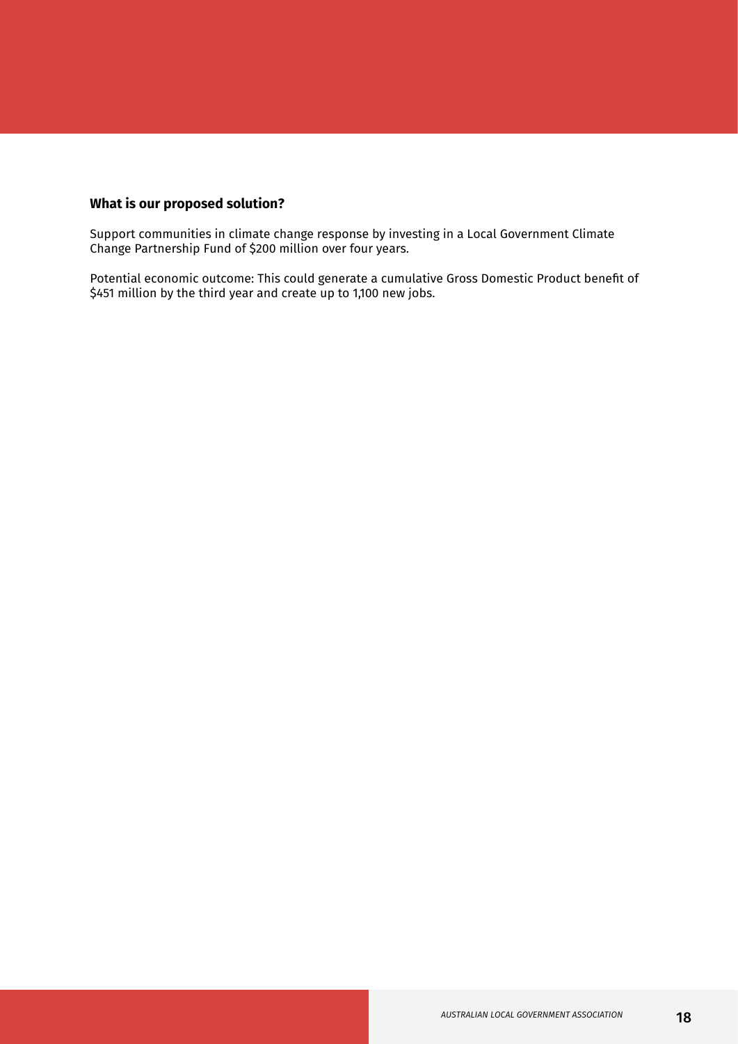**What is our proposed solution?**

Support communities in climate change response by investing in a Local Government Climate Change Partnership Fund of $200 million over four years.

Potential economic outcome: This could generate a cumulative Gross Domestic Product benefit of $451 million by the third year and create up to 1,100 new jobs.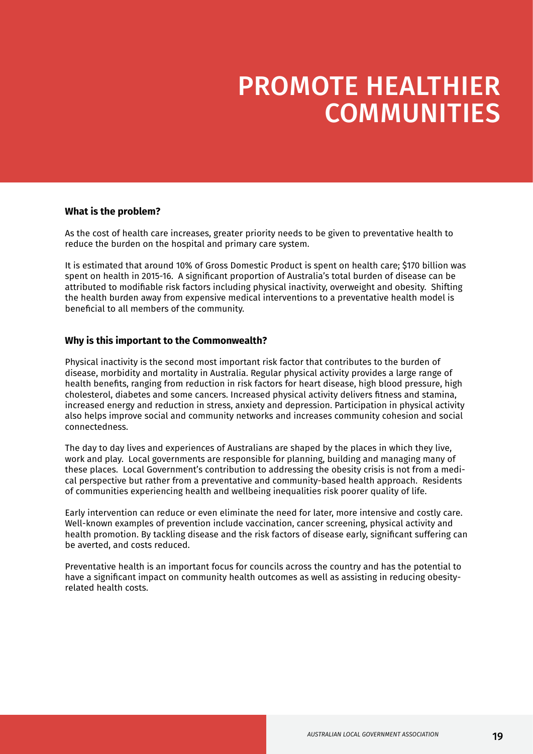# PROMOTE HEALTHIER COMMUNITIES

**What is the problem?**

As the cost of health care increases, greater priority needs to be given to preventative health to reduce the burden on the hospital and primary care system.

It is estimated that around 10% of Gross Domestic Product is spent on health care; $170 billion was spent on health in 2015-16. A significant proportion of Australia's total burden of disease can be attributed to modifiable risk factors including physical inactivity, overweight and obesity. Shifting the health burden away from expensive medical interventions to a preventative health model is beneficial to all members of the community.

**Why is this important to the Commonwealth?**

Physical inactivity is the second most important risk factor that contributes to the burden of disease, morbidity and mortality in Australia. Regular physical activity provides a large range of health benefits, ranging from reduction in risk factors for heart disease, high blood pressure, high cholesterol, diabetes and some cancers. Increased physical activity delivers fitness and stamina, increased energy and reduction in stress, anxiety and depression. Participation in physical activity also helps improve social and community networks and increases community cohesion and social connectedness.

The day to day lives and experiences of Australians are shaped by the places in which they live, work and play. Local governments are responsible for planning, building and managing many of these places. Local Government's contribution to addressing the obesity crisis is not from a medical perspective but rather from a preventative and community-based health approach. Residents of communities experiencing health and wellbeing inequalities risk poorer quality of life.

Early intervention can reduce or even eliminate the need for later, more intensive and costly care. Well-known examples of prevention include vaccination, cancer screening, physical activity and health promotion. By tackling disease and the risk factors of disease early, significant suffering can be averted, and costs reduced.

Preventative health is an important focus for councils across the country and has the potential to have a significant impact on community health outcomes as well as assisting in reducing obesity-related health costs.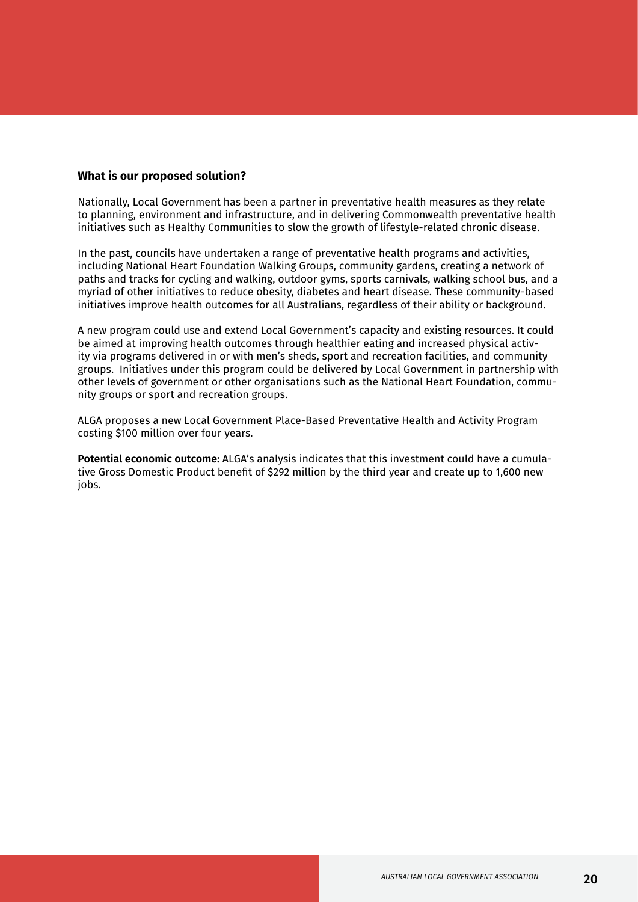**What is our proposed solution?**

Nationally, Local Government has been a partner in preventative health measures as they relate to planning, environment and infrastructure, and in delivering Commonwealth preventative health initiatives such as Healthy Communities to slow the growth of lifestyle-related chronic disease.

In the past, councils have undertaken a range of preventative health programs and activities, including National Heart Foundation Walking Groups, community gardens, creating a network of paths and tracks for cycling and walking, outdoor gyms, sports carnivals, walking school bus, and a myriad of other initiatives to reduce obesity, diabetes and heart disease. These community-based initiatives improve health outcomes for all Australians, regardless of their ability or background.

A new program could use and extend Local Government's capacity and existing resources. It could be aimed at improving health outcomes through healthier eating and increased physical activity via programs delivered in or with men's sheds, sport and recreation facilities, and community groups. Initiatives under this program could be delivered by Local Government in partnership with other levels of government or other organisations such as the National Heart Foundation, community groups or sport and recreation groups.

ALGA proposes a new Local Government Place-Based Preventative Health and Activity Program costing $100 million over four years.

**Potential economic outcome:** ALGA's analysis indicates that this investment could have a cumulative Gross Domestic Product benefit of $292 million by the third year and create up to 1,600 new jobs.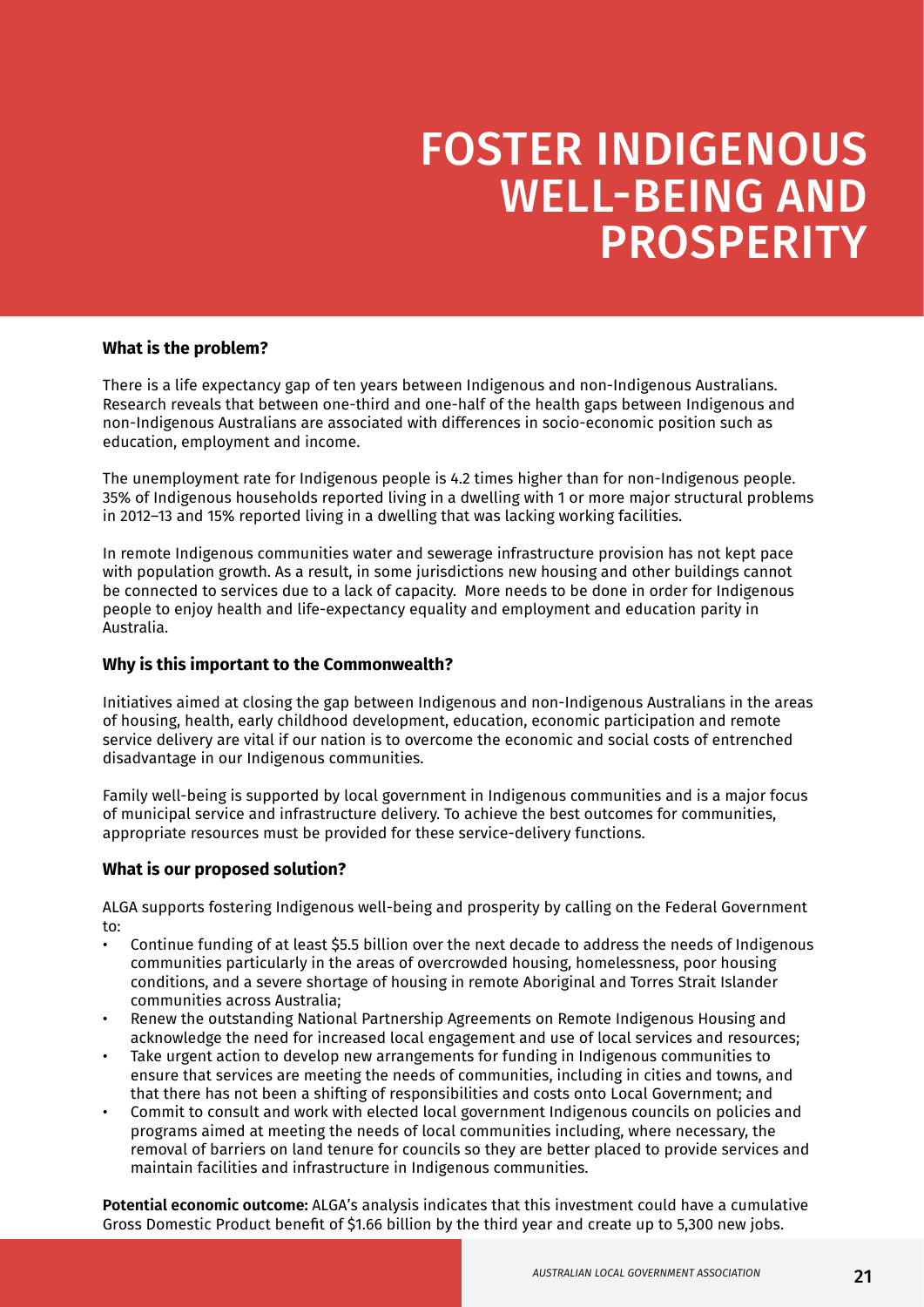# FOSTER INDIGENOUS WELL-BEING AND PROSPERITY

**What is the problem?**

There is a life expectancy gap of ten years between Indigenous and non-Indigenous Australians. Research reveals that between one-third and one-half of the health gaps between Indigenous and non-Indigenous Australians are associated with differences in socio-economic position such as education, employment and income.

The unemployment rate for Indigenous people is 4.2 times higher than for non-Indigenous people. 35% of Indigenous households reported living in a dwelling with 1 or more major structural problems in 2012–13 and 15% reported living in a dwelling that was lacking working facilities.

In remote Indigenous communities water and sewerage infrastructure provision has not kept pace with population growth. As a result, in some jurisdictions new housing and other buildings cannot be connected to services due to a lack of capacity. More needs to be done in order for Indigenous people to enjoy health and life-expectancy equality and employment and education parity in Australia.

**Why is this important to the Commonwealth?**

Initiatives aimed at closing the gap between Indigenous and non-Indigenous Australians in the areas of housing, health, early childhood development, education, economic participation and remote service delivery are vital if our nation is to overcome the economic and social costs of entrenched disadvantage in our Indigenous communities.

Family well-being is supported by local government in Indigenous communities and is a major focus of municipal service and infrastructure delivery. To achieve the best outcomes for communities, appropriate resources must be provided for these service-delivery functions.

**What is our proposed solution?**

ALGA supports fostering Indigenous well-being and prosperity by calling on the Federal Government to:

- Continue funding of at least $5.5 billion over the next decade to address the needs of Indigenous communities particularly in the areas of overcrowded housing, homelessness, poor housing conditions, and a severe shortage of housing in remote Aboriginal and Torres Strait Islander communities across Australia;
- Renew the outstanding National Partnership Agreements on Remote Indigenous Housing and acknowledge the need for increased local engagement and use of local services and resources;
- Take urgent action to develop new arrangements for funding in Indigenous communities to ensure that services are meeting the needs of communities, including in cities and towns, and that there has not been a shifting of responsibilities and costs onto Local Government; and
- Commit to consult and work with elected local government Indigenous councils on policies and programs aimed at meeting the needs of local communities including, where necessary, the removal of barriers on land tenure for councils so they are better placed to provide services and maintain facilities and infrastructure in Indigenous communities.

**Potential economic outcome:** ALGA's analysis indicates that this investment could have a cumulative Gross Domestic Product benefit of $1.66 billion by the third year and create up to 5,300 new jobs.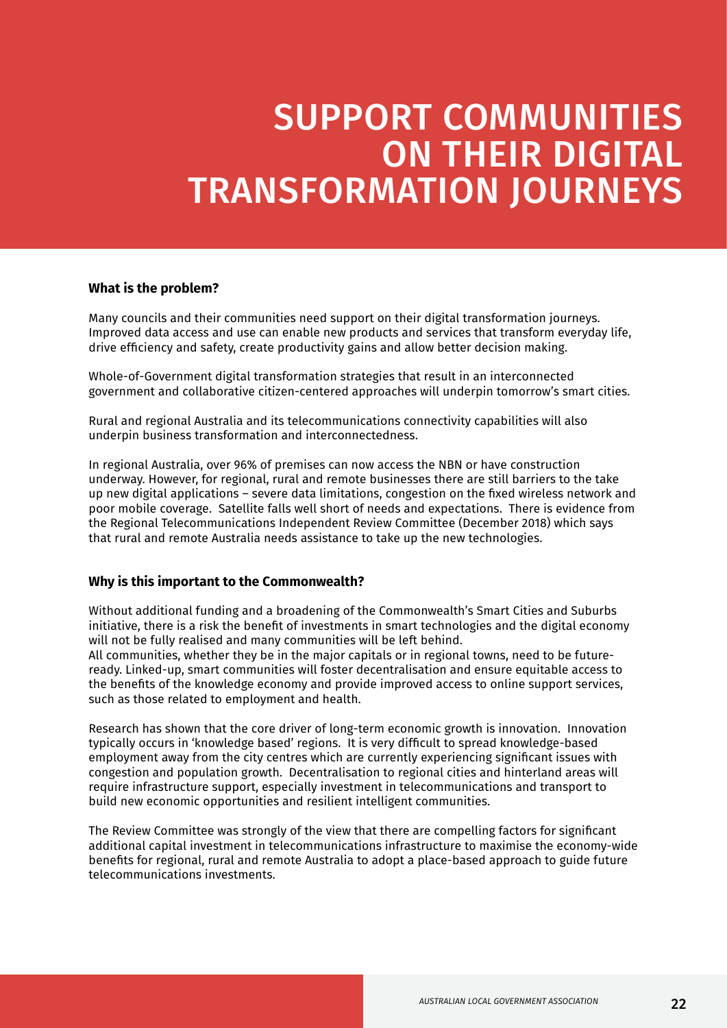# SUPPORT COMMUNITIES ON THEIR DIGITAL TRANSFORMATION JOURNEYS

**What is the problem?**

Many councils and their communities need support on their digital transformation journeys. Improved data access and use can enable new products and services that transform everyday life, drive efficiency and safety, create productivity gains and allow better decision making.

Whole-of-Government digital transformation strategies that result in an interconnected government and collaborative citizen-centered approaches will underpin tomorrow's smart cities.

Rural and regional Australia and its telecommunications connectivity capabilities will also underpin business transformation and interconnectedness.

In regional Australia, over 96% of premises can now access the NBN or have construction underway. However, for regional, rural and remote businesses there are still barriers to the take up new digital applications – severe data limitations, congestion on the fixed wireless network and poor mobile coverage. Satellite falls well short of needs and expectations. There is evidence from the Regional Telecommunications Independent Review Committee (December 2018) which says that rural and remote Australia needs assistance to take up the new technologies.

**Why is this important to the Commonwealth?**

Without additional funding and a broadening of the Commonwealth's Smart Cities and Suburbs initiative, there is a risk the benefit of investments in smart technologies and the digital economy will not be fully realised and many communities will be left behind.
All communities, whether they be in the major capitals or in regional towns, need to be future-ready. Linked-up, smart communities will foster decentralisation and ensure equitable access to the benefits of the knowledge economy and provide improved access to online support services, such as those related to employment and health.

Research has shown that the core driver of long-term economic growth is innovation. Innovation typically occurs in 'knowledge based' regions. It is very difficult to spread knowledge-based employment away from the city centres which are currently experiencing significant issues with congestion and population growth. Decentralisation to regional cities and hinterland areas will require infrastructure support, especially investment in telecommunications and transport to build new economic opportunities and resilient intelligent communities.

The Review Committee was strongly of the view that there are compelling factors for significant additional capital investment in telecommunications infrastructure to maximise the economy-wide benefits for regional, rural and remote Australia to adopt a place-based approach to guide future telecommunications investments.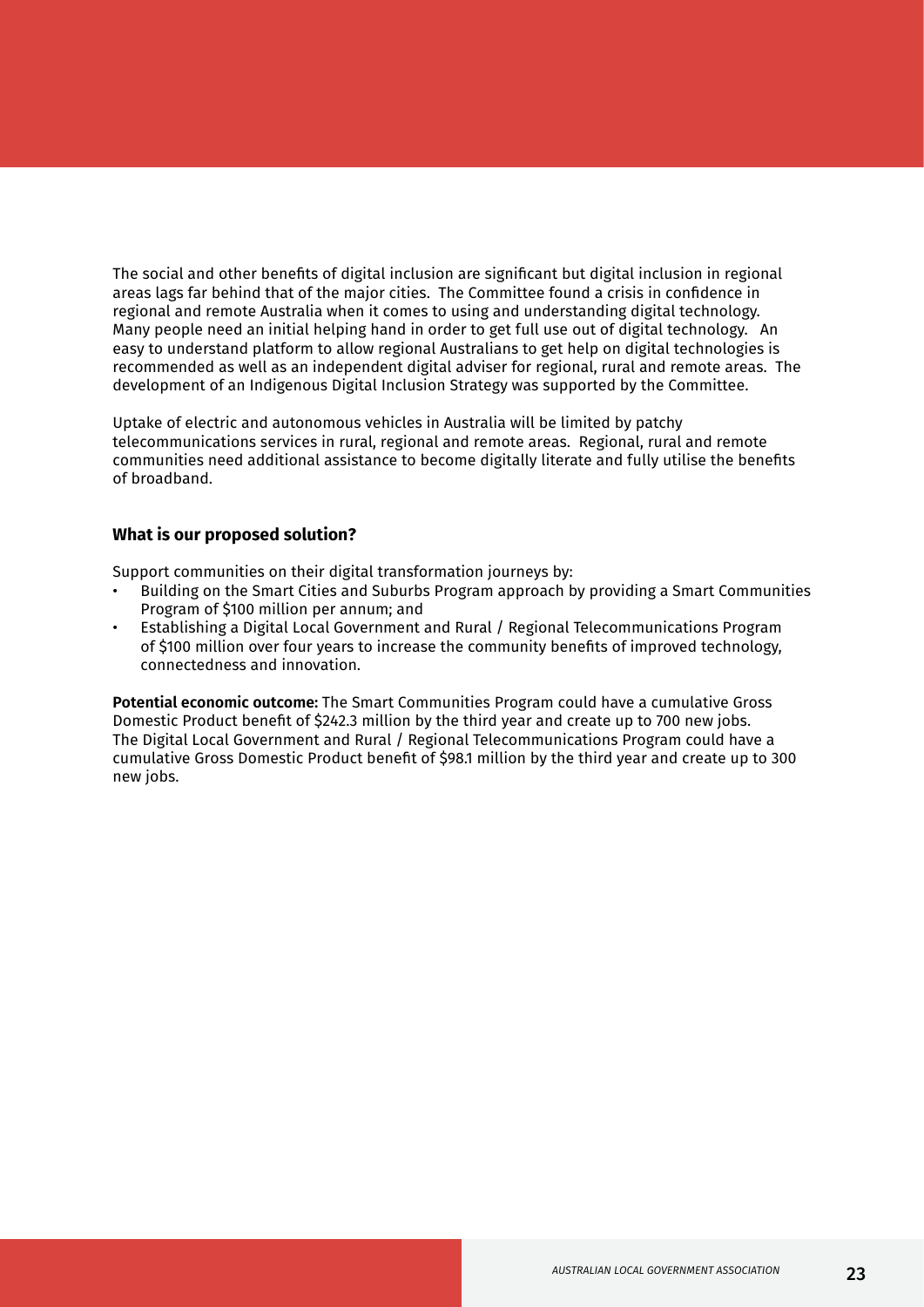The social and other benefits of digital inclusion are significant but digital inclusion in regional areas lags far behind that of the major cities. The Committee found a crisis in confidence in regional and remote Australia when it comes to using and understanding digital technology. Many people need an initial helping hand in order to get full use out of digital technology. An easy to understand platform to allow regional Australians to get help on digital technologies is recommended as well as an independent digital adviser for regional, rural and remote areas. The development of an Indigenous Digital Inclusion Strategy was supported by the Committee.

Uptake of electric and autonomous vehicles in Australia will be limited by patchy telecommunications services in rural, regional and remote areas. Regional, rural and remote communities need additional assistance to become digitally literate and fully utilise the benefits of broadband.

### What is our proposed solution?

Support communities on their digital transformation journeys by:

- Building on the Smart Cities and Suburbs Program approach by providing a Smart Communities Program of $100 million per annum; and
- Establishing a Digital Local Government and Rural / Regional Telecommunications Program of $100 million over four years to increase the community benefits of improved technology, connectedness and innovation.

**Potential economic outcome:** The Smart Communities Program could have a cumulative Gross Domestic Product benefit of $242.3 million by the third year and create up to 700 new jobs. The Digital Local Government and Rural / Regional Telecommunications Program could have a cumulative Gross Domestic Product benefit of $98.1 million by the third year and create up to 300 new jobs.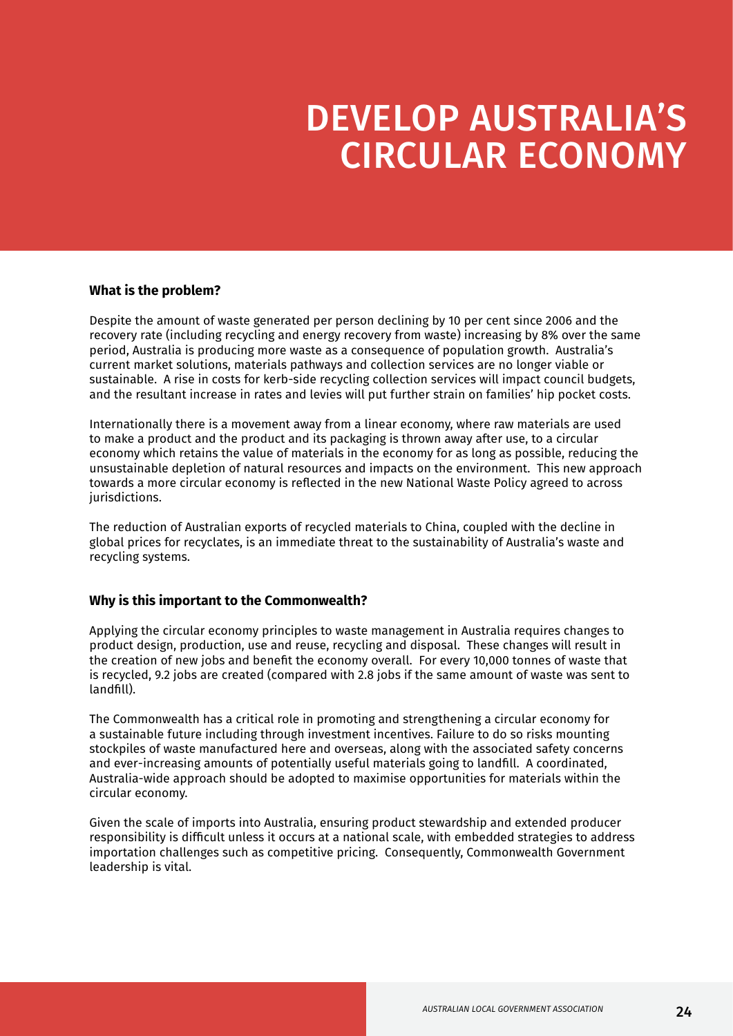# DEVELOP AUSTRALIA'S CIRCULAR ECONOMY

**What is the problem?**

Despite the amount of waste generated per person declining by 10 per cent since 2006 and the recovery rate (including recycling and energy recovery from waste) increasing by 8% over the same period, Australia is producing more waste as a consequence of population growth. Australia's current market solutions, materials pathways and collection services are no longer viable or sustainable. A rise in costs for kerb-side recycling collection services will impact council budgets, and the resultant increase in rates and levies will put further strain on families' hip pocket costs.

Internationally there is a movement away from a linear economy, where raw materials are used to make a product and the product and its packaging is thrown away after use, to a circular economy which retains the value of materials in the economy for as long as possible, reducing the unsustainable depletion of natural resources and impacts on the environment. This new approach towards a more circular economy is reflected in the new National Waste Policy agreed to across jurisdictions.

The reduction of Australian exports of recycled materials to China, coupled with the decline in global prices for recyclates, is an immediate threat to the sustainability of Australia's waste and recycling systems.

**Why is this important to the Commonwealth?**

Applying the circular economy principles to waste management in Australia requires changes to product design, production, use and reuse, recycling and disposal. These changes will result in the creation of new jobs and benefit the economy overall. For every 10,000 tonnes of waste that is recycled, 9.2 jobs are created (compared with 2.8 jobs if the same amount of waste was sent to landfill).

The Commonwealth has a critical role in promoting and strengthening a circular economy for a sustainable future including through investment incentives. Failure to do so risks mounting stockpiles of waste manufactured here and overseas, along with the associated safety concerns and ever-increasing amounts of potentially useful materials going to landfill. A coordinated, Australia-wide approach should be adopted to maximise opportunities for materials within the circular economy.

Given the scale of imports into Australia, ensuring product stewardship and extended producer responsibility is difficult unless it occurs at a national scale, with embedded strategies to address importation challenges such as competitive pricing. Consequently, Commonwealth Government leadership is vital.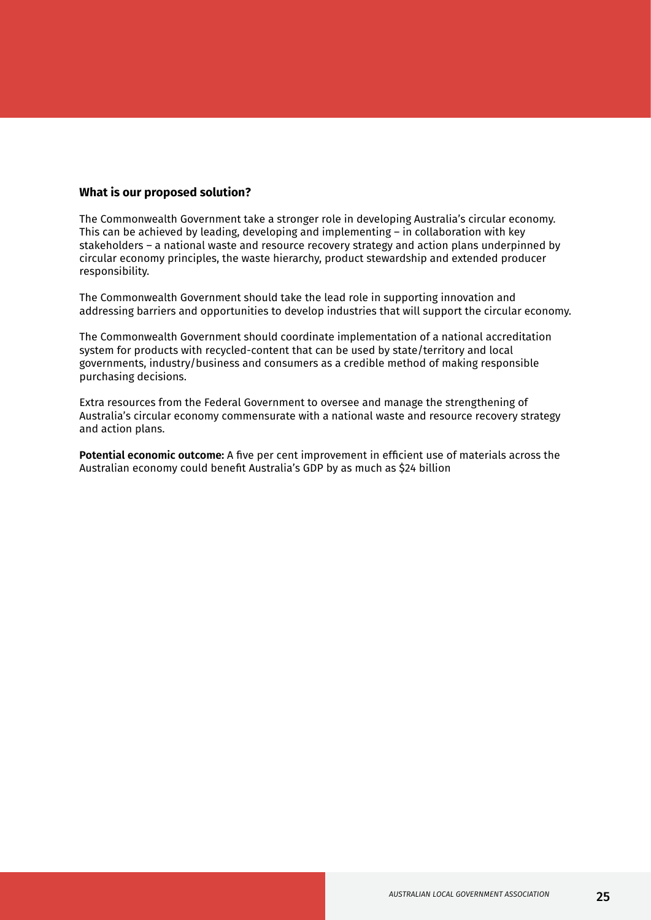**What is our proposed solution?**

The Commonwealth Government take a stronger role in developing Australia's circular economy. This can be achieved by leading, developing and implementing – in collaboration with key stakeholders – a national waste and resource recovery strategy and action plans underpinned by circular economy principles, the waste hierarchy, product stewardship and extended producer responsibility.

The Commonwealth Government should take the lead role in supporting innovation and addressing barriers and opportunities to develop industries that will support the circular economy.

The Commonwealth Government should coordinate implementation of a national accreditation system for products with recycled-content that can be used by state/territory and local governments, industry/business and consumers as a credible method of making responsible purchasing decisions.

Extra resources from the Federal Government to oversee and manage the strengthening of Australia's circular economy commensurate with a national waste and resource recovery strategy and action plans.

**Potential economic outcome:** A five per cent improvement in efficient use of materials across the Australian economy could benefit Australia's GDP by as much as $24 billion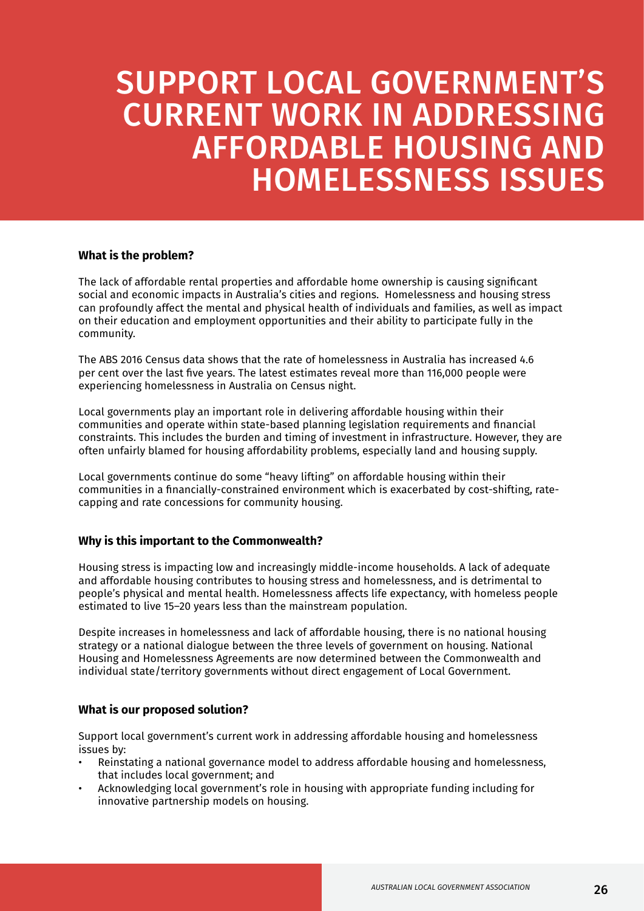# SUPPORT LOCAL GOVERNMENT'S CURRENT WORK IN ADDRESSING AFFORDABLE HOUSING AND HOMELESSNESS ISSUES

**What is the problem?**

The lack of affordable rental properties and affordable home ownership is causing significant social and economic impacts in Australia's cities and regions. Homelessness and housing stress can profoundly affect the mental and physical health of individuals and families, as well as impact on their education and employment opportunities and their ability to participate fully in the community.

The ABS 2016 Census data shows that the rate of homelessness in Australia has increased 4.6 per cent over the last five years. The latest estimates reveal more than 116,000 people were experiencing homelessness in Australia on Census night.

Local governments play an important role in delivering affordable housing within their communities and operate within state-based planning legislation requirements and financial constraints. This includes the burden and timing of investment in infrastructure. However, they are often unfairly blamed for housing affordability problems, especially land and housing supply.

Local governments continue do some "heavy lifting" on affordable housing within their communities in a financially-constrained environment which is exacerbated by cost-shifting, rate-capping and rate concessions for community housing.

**Why is this important to the Commonwealth?**

Housing stress is impacting low and increasingly middle-income households. A lack of adequate and affordable housing contributes to housing stress and homelessness, and is detrimental to people's physical and mental health. Homelessness affects life expectancy, with homeless people estimated to live 15–20 years less than the mainstream population.

Despite increases in homelessness and lack of affordable housing, there is no national housing strategy or a national dialogue between the three levels of government on housing. National Housing and Homelessness Agreements are now determined between the Commonwealth and individual state/territory governments without direct engagement of Local Government.

**What is our proposed solution?**

Support local government's current work in addressing affordable housing and homelessness issues by:

- Reinstating a national governance model to address affordable housing and homelessness, that includes local government; and
- Acknowledging local government's role in housing with appropriate funding including for innovative partnership models on housing.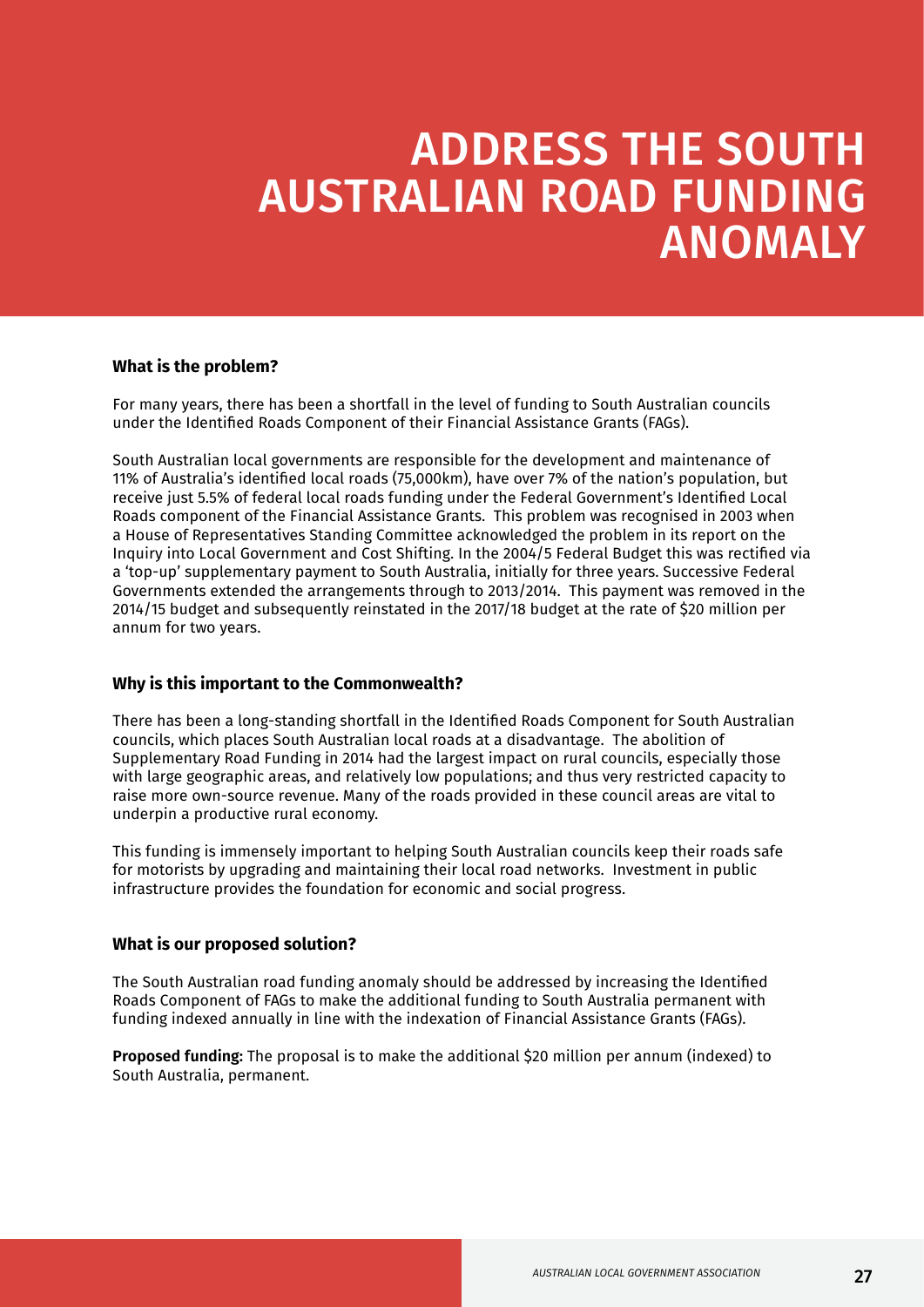# ADDRESS THE SOUTH AUSTRALIAN ROAD FUNDING ANOMALY

**What is the problem?**

For many years, there has been a shortfall in the level of funding to South Australian councils under the Identified Roads Component of their Financial Assistance Grants (FAGs).

South Australian local governments are responsible for the development and maintenance of 11% of Australia's identified local roads (75,000km), have over 7% of the nation's population, but receive just 5.5% of federal local roads funding under the Federal Government's Identified Local Roads component of the Financial Assistance Grants. This problem was recognised in 2003 when a House of Representatives Standing Committee acknowledged the problem in its report on the Inquiry into Local Government and Cost Shifting. In the 2004/5 Federal Budget this was rectified via a 'top-up' supplementary payment to South Australia, initially for three years. Successive Federal Governments extended the arrangements through to 2013/2014. This payment was removed in the 2014/15 budget and subsequently reinstated in the 2017/18 budget at the rate of $20 million per annum for two years.

**Why is this important to the Commonwealth?**

There has been a long-standing shortfall in the Identified Roads Component for South Australian councils, which places South Australian local roads at a disadvantage. The abolition of Supplementary Road Funding in 2014 had the largest impact on rural councils, especially those with large geographic areas, and relatively low populations; and thus very restricted capacity to raise more own-source revenue. Many of the roads provided in these council areas are vital to underpin a productive rural economy.

This funding is immensely important to helping South Australian councils keep their roads safe for motorists by upgrading and maintaining their local road networks. Investment in public infrastructure provides the foundation for economic and social progress.

**What is our proposed solution?**

The South Australian road funding anomaly should be addressed by increasing the Identified Roads Component of FAGs to make the additional funding to South Australia permanent with funding indexed annually in line with the indexation of Financial Assistance Grants (FAGs).

**Proposed funding:** The proposal is to make the additional $20 million per annum (indexed) to South Australia, permanent.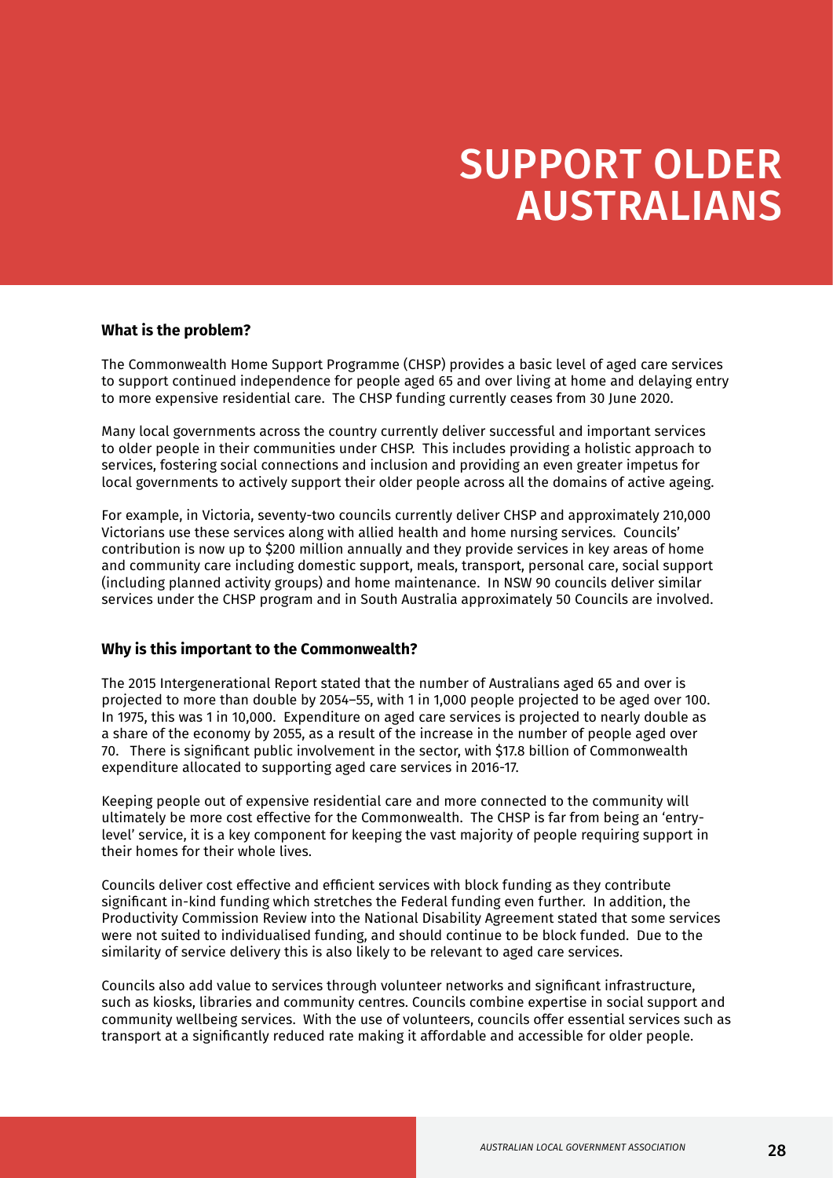# SUPPORT OLDER AUSTRALIANS

**What is the problem?**

The Commonwealth Home Support Programme (CHSP) provides a basic level of aged care services to support continued independence for people aged 65 and over living at home and delaying entry to more expensive residential care. The CHSP funding currently ceases from 30 June 2020.

Many local governments across the country currently deliver successful and important services to older people in their communities under CHSP. This includes providing a holistic approach to services, fostering social connections and inclusion and providing an even greater impetus for local governments to actively support their older people across all the domains of active ageing.

For example, in Victoria, seventy-two councils currently deliver CHSP and approximately 210,000 Victorians use these services along with allied health and home nursing services. Councils' contribution is now up to $200 million annually and they provide services in key areas of home and community care including domestic support, meals, transport, personal care, social support (including planned activity groups) and home maintenance. In NSW 90 councils deliver similar services under the CHSP program and in South Australia approximately 50 Councils are involved.

**Why is this important to the Commonwealth?**

The 2015 Intergenerational Report stated that the number of Australians aged 65 and over is projected to more than double by 2054–55, with 1 in 1,000 people projected to be aged over 100. In 1975, this was 1 in 10,000. Expenditure on aged care services is projected to nearly double as a share of the economy by 2055, as a result of the increase in the number of people aged over 70. There is significant public involvement in the sector, with $17.8 billion of Commonwealth expenditure allocated to supporting aged care services in 2016-17.

Keeping people out of expensive residential care and more connected to the community will ultimately be more cost effective for the Commonwealth. The CHSP is far from being an 'entry-level' service, it is a key component for keeping the vast majority of people requiring support in their homes for their whole lives.

Councils deliver cost effective and efficient services with block funding as they contribute significant in-kind funding which stretches the Federal funding even further. In addition, the Productivity Commission Review into the National Disability Agreement stated that some services were not suited to individualised funding, and should continue to be block funded. Due to the similarity of service delivery this is also likely to be relevant to aged care services.

Councils also add value to services through volunteer networks and significant infrastructure, such as kiosks, libraries and community centres. Councils combine expertise in social support and community wellbeing services. With the use of volunteers, councils offer essential services such as transport at a significantly reduced rate making it affordable and accessible for older people.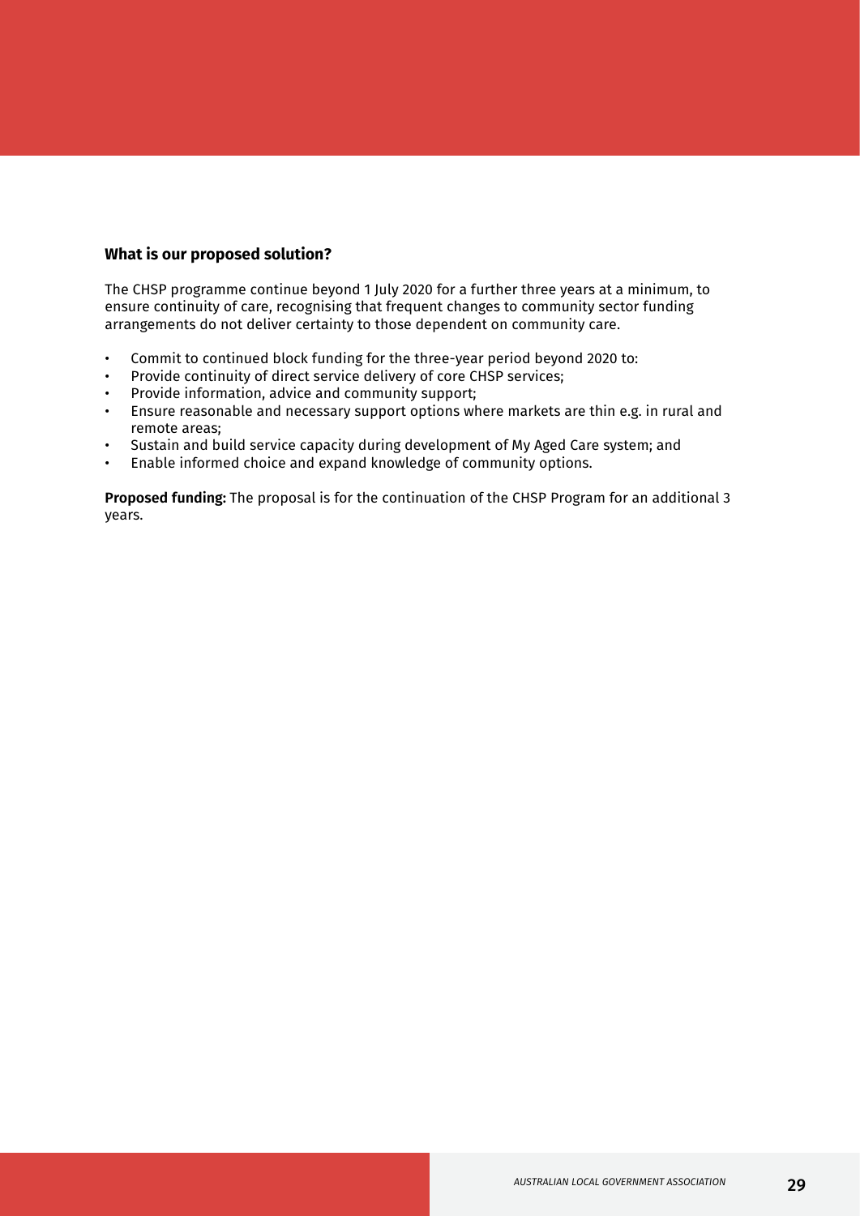**What is our proposed solution?**

The CHSP programme continue beyond 1 July 2020 for a further three years at a minimum, to ensure continuity of care, recognising that frequent changes to community sector funding arrangements do not deliver certainty to those dependent on community care.

- Commit to continued block funding for the three-year period beyond 2020 to:
- Provide continuity of direct service delivery of core CHSP services;
- Provide information, advice and community support;
- Ensure reasonable and necessary support options where markets are thin e.g. in rural and remote areas;
- Sustain and build service capacity during development of My Aged Care system; and
- Enable informed choice and expand knowledge of community options.

**Proposed funding:** The proposal is for the continuation of the CHSP Program for an additional 3 years.